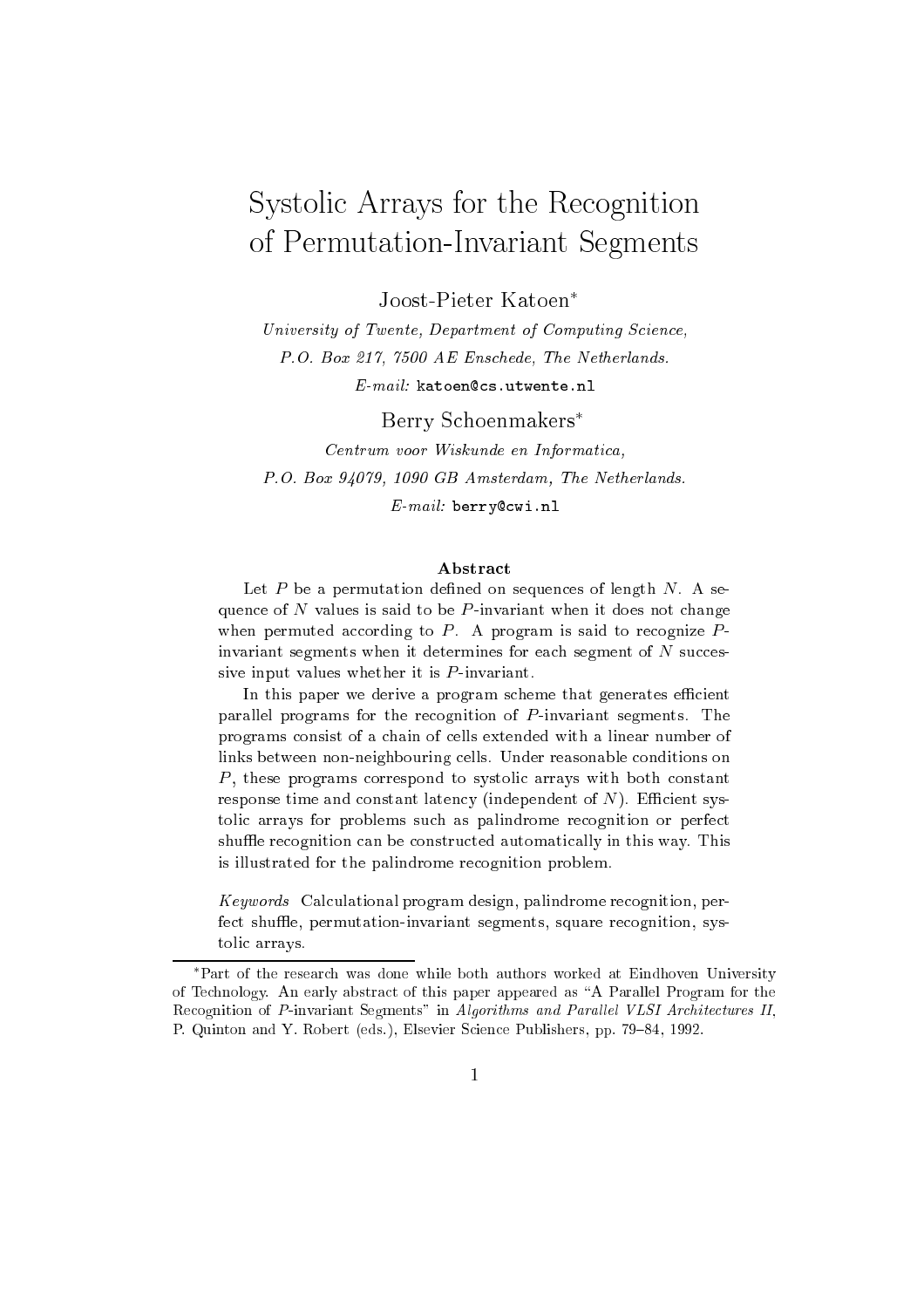# Systolic Arrays for the Recognition of Permutation-Invariant Segments

Joost-Pieter Katoen*

*University of Twente, Department of Computing Science,*
*P.O. Box 217, 7500 AE Enschede, The Netherlands.*
*E-mail:* `katoen@cs.utwente.nl`

Berry Schoenmakers*

*Centrum voor Wiskunde en Informatica,*
*P.O. Box 94079, 1090 GB Amsterdam, The Netherlands.*
*E-mail:* `berry@cwi.nl`

### Abstract

Let $P$ be a permutation defined on sequences of length $N$. A sequence of $N$ values is said to be $P$-invariant when it does not change when permuted according to $P$. A program is said to recognize $P$-invariant segments when it determines for each segment of $N$ successive input values whether it is $P$-invariant.

In this paper we derive a program scheme that generates efficient parallel programs for the recognition of $P$-invariant segments. The programs consist of a chain of cells extended with a linear number of links between non-neighbouring cells. Under reasonable conditions on $P$, these programs correspond to systolic arrays with both constant response time and constant latency (independent of $N$). Efficient systolic arrays for problems such as palindrome recognition or perfect shuffle recognition can be constructed automatically in this way. This is illustrated for the palindrome recognition problem.

*Keywords* Calculational program design, palindrome recognition, perfect shuffle, permutation-invariant segments, square recognition, systolic arrays.

---

*Part of the research was done while both authors worked at Eindhoven University of Technology. An early abstract of this paper appeared as "A Parallel Program for the Recognition of $P$-invariant Segments" in *Algorithms and Parallel VLSI Architectures II*, P. Quinton and Y. Robert (eds.), Elsevier Science Publishers, pp. 79–84, 1992.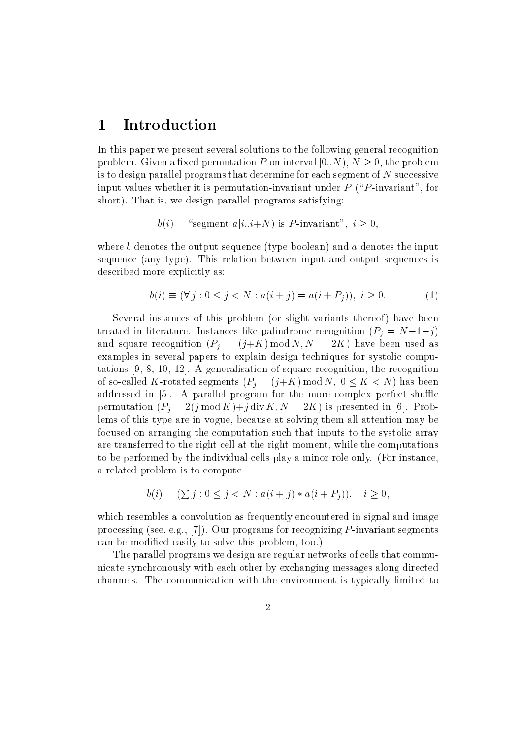# 1 Introduction

In this paper we present several solutions to the following general recognition problem. Given a fixed permutation $P$ on interval $[0..N)$, $N \geq 0$, the problem is to design parallel programs that determine for each segment of $N$ successive input values whether it is permutation-invariant under $P$ ("$P$-invariant", for short). That is, we design parallel programs satisfying:

$$b(i) \equiv \text{“segment } a[i..i{+}N) \text{ is } P\text{-invariant”}, \; i \geq 0,$$

where $b$ denotes the output sequence (type boolean) and $a$ denotes the input sequence (any type). This relation between input and output sequences is described more explicitly as:

$$b(i) \equiv (\forall\, j : 0 \leq j < N : a(i+j) = a(i+P_j)), \; i \geq 0. \tag{1}$$

Several instances of this problem (or slight variants thereof) have been treated in literature. Instances like palindrome recognition ($P_j = N{-}1{-}j$) and square recognition ($P_j = (j{+}K) \bmod N, N = 2K$) have been used as examples in several papers to explain design techniques for systolic computations [9, 8, 10, 12]. A generalisation of square recognition, the recognition of so-called $K$-rotated segments ($P_j = (j{+}K) \bmod N,\; 0 \leq K < N$) has been addressed in [5]. A parallel program for the more complex perfect-shuffle permutation ($P_j = 2(j \bmod K){+}j \operatorname{div} K, N = 2K$) is presented in [6]. Problems of this type are in vogue, because at solving them all attention may be focused on arranging the computation such that inputs to the systolic array are transferred to the right cell at the right moment, while the computations to be performed by the individual cells play a minor role only. (For instance, a related problem is to compute

$$b(i) = (\textstyle\sum j : 0 \leq j < N : a(i+j) * a(i+P_j)), \quad i \geq 0,$$

which resembles a convolution as frequently encountered in signal and image processing (see, e.g., [7]). Our programs for recognizing $P$-invariant segments can be modified easily to solve this problem, too.)

The parallel programs we design are regular networks of cells that communicate synchronously with each other by exchanging messages along directed channels. The communication with the environment is typically limited to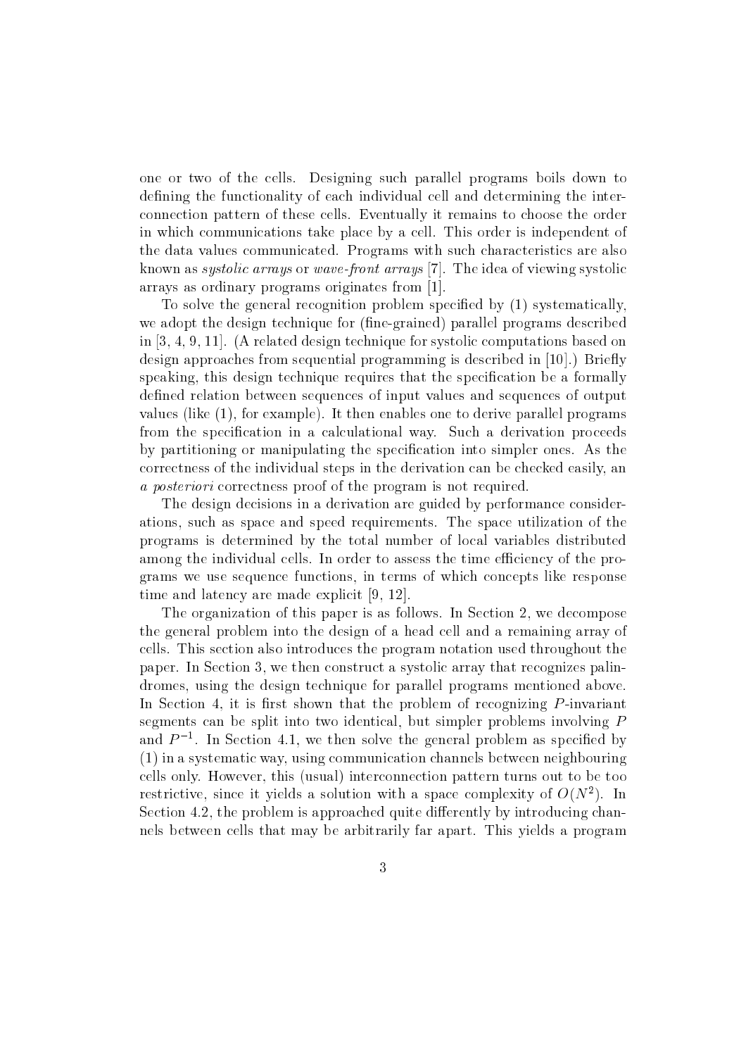one or two of the cells. Designing such parallel programs boils down to defining the functionality of each individual cell and determining the interconnection pattern of these cells. Eventually it remains to choose the order in which communications take place by a cell. This order is independent of the data values communicated. Programs with such characteristics are also known as *systolic arrays* or *wave-front arrays* [7]. The idea of viewing systolic arrays as ordinary programs originates from [1].

To solve the general recognition problem specified by (1) systematically, we adopt the design technique for (fine-grained) parallel programs described in [3, 4, 9, 11]. (A related design technique for systolic computations based on design approaches from sequential programming is described in [10].) Briefly speaking, this design technique requires that the specification be a formally defined relation between sequences of input values and sequences of output values (like (1), for example). It then enables one to derive parallel programs from the specification in a calculational way. Such a derivation proceeds by partitioning or manipulating the specification into simpler ones. As the correctness of the individual steps in the derivation can be checked easily, an *a posteriori* correctness proof of the program is not required.

The design decisions in a derivation are guided by performance considerations, such as space and speed requirements. The space utilization of the programs is determined by the total number of local variables distributed among the individual cells. In order to assess the time efficiency of the programs we use sequence functions, in terms of which concepts like response time and latency are made explicit [9, 12].

The organization of this paper is as follows. In Section 2, we decompose the general problem into the design of a head cell and a remaining array of cells. This section also introduces the program notation used throughout the paper. In Section 3, we then construct a systolic array that recognizes palindromes, using the design technique for parallel programs mentioned above. In Section 4, it is first shown that the problem of recognizing $P$-invariant segments can be split into two identical, but simpler problems involving $P$ and $P^{-1}$. In Section 4.1, we then solve the general problem as specified by (1) in a systematic way, using communication channels between neighbouring cells only. However, this (usual) interconnection pattern turns out to be too restrictive, since it yields a solution with a space complexity of $O(N^2)$. In Section 4.2, the problem is approached quite differently by introducing channels between cells that may be arbitrarily far apart. This yields a program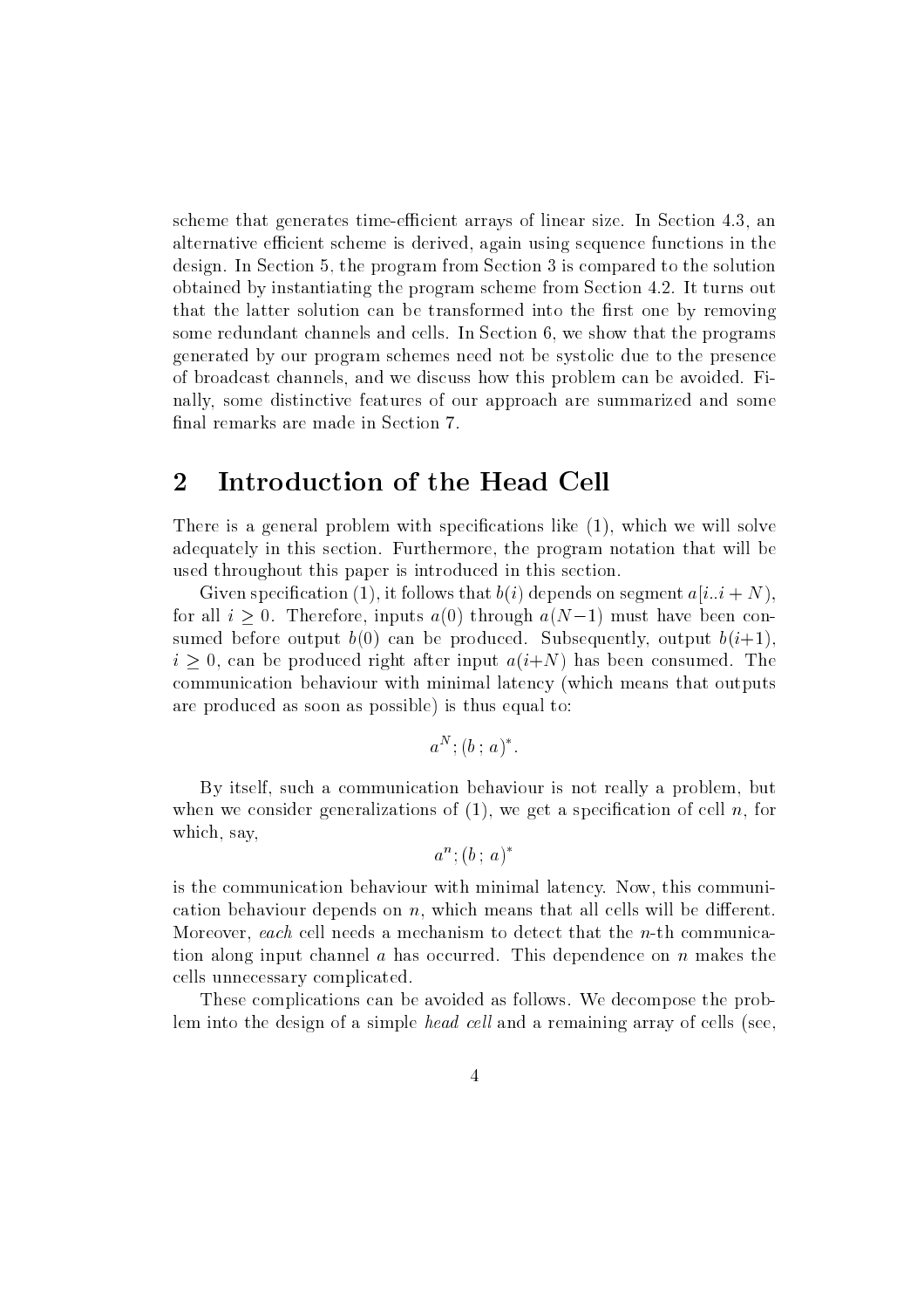scheme that generates time-efficient arrays of linear size. In Section 4.3, an alternative efficient scheme is derived, again using sequence functions in the design. In Section 5, the program from Section 3 is compared to the solution obtained by instantiating the program scheme from Section 4.2. It turns out that the latter solution can be transformed into the first one by removing some redundant channels and cells. In Section 6, we show that the programs generated by our program schemes need not be systolic due to the presence of broadcast channels, and we discuss how this problem can be avoided. Finally, some distinctive features of our approach are summarized and some final remarks are made in Section 7.

## 2 Introduction of the Head Cell

There is a general problem with specifications like (1), which we will solve adequately in this section. Furthermore, the program notation that will be used throughout this paper is introduced in this section.

Given specification (1), it follows that $b(i)$ depends on segment $a[i..i+N)$, for all $i \geq 0$. Therefore, inputs $a(0)$ through $a(N-1)$ must have been consumed before output $b(0)$ can be produced. Subsequently, output $b(i+1)$, $i \geq 0$, can be produced right after input $a(i+N)$ has been consumed. The communication behaviour with minimal latency (which means that outputs are produced as soon as possible) is thus equal to:

$$a^N ; (b \,;\, a)^* .$$

By itself, such a communication behaviour is not really a problem, but when we consider generalizations of (1), we get a specification of cell $n$, for which, say,

$$a^n ; (b \,;\, a)^*$$

is the communication behaviour with minimal latency. Now, this communication behaviour depends on $n$, which means that all cells will be different. Moreover, *each* cell needs a mechanism to detect that the $n$-th communication along input channel $a$ has occurred. This dependence on $n$ makes the cells unnecessary complicated.

These complications can be avoided as follows. We decompose the problem into the design of a simple *head cell* and a remaining array of cells (see,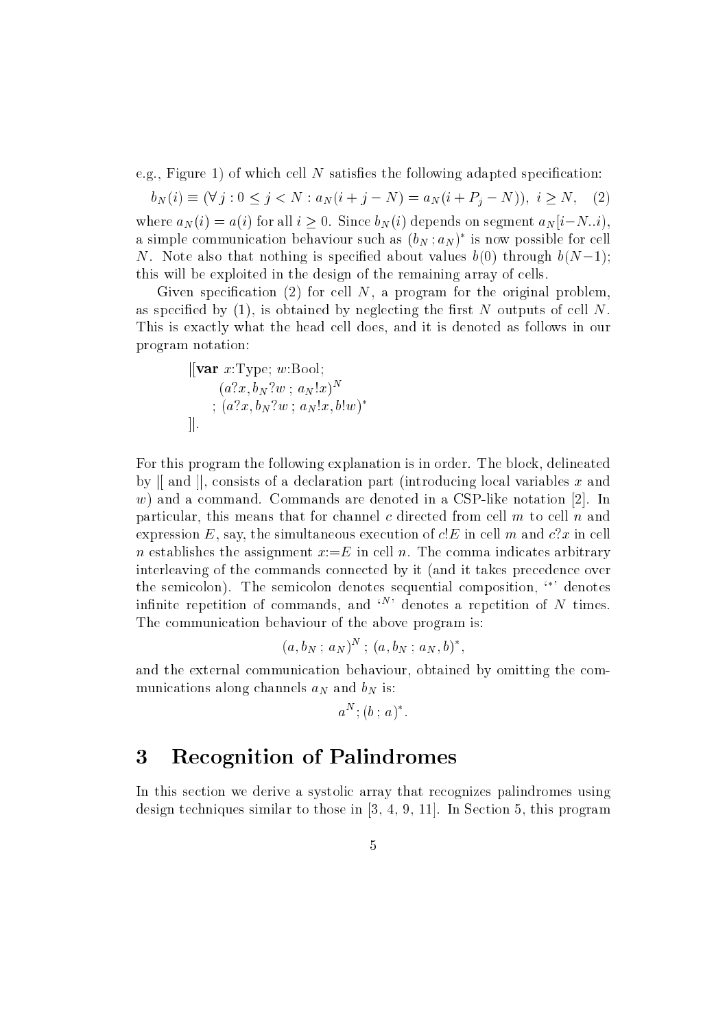e.g., Figure 1) of which cell $N$ satisfies the following adapted specification:

$$b_N(i) \equiv (\forall j : 0 \leq j < N : a_N(i + j - N) = a_N(i + P_j - N)),\ i \geq N, \quad (2)$$

where $a_N(i) = a(i)$ for all $i \geq 0$. Since $b_N(i)$ depends on segment $a_N[i-N..i)$, a simple communication behaviour such as $(b_N\,; a_N)^*$ is now possible for cell $N$. Note also that nothing is specified about values $b(0)$ through $b(N-1)$; this will be exploited in the design of the remaining array of cells.

Given specification (2) for cell $N$, a program for the original problem, as specified by (1), is obtained by neglecting the first $N$ outputs of cell $N$. This is exactly what the head cell does, and it is denoted as follows in our program notation:

$$
\begin{array}{l}
|[\textbf{var } x\text{:Type; } w\text{:Bool;} \\
\quad (a?x, b_N?w\ ;\ a_N!x)^N \\
\quad ;\ (a?x, b_N?w\ ;\ a_N!x, b!w)^* \\
]|.
\end{array}
$$

For this program the following explanation is in order. The block, delineated by |[ and ]|, consists of a declaration part (introducing local variables $x$ and $w$) and a command. Commands are denoted in a CSP-like notation [2]. In particular, this means that for channel $c$ directed from cell $m$ to cell $n$ and expression $E$, say, the simultaneous execution of $c!E$ in cell $m$ and $c?x$ in cell $n$ establishes the assignment $x{:=}E$ in cell $n$. The comma indicates arbitrary interleaving of the commands connected by it (and it takes precedence over the semicolon). The semicolon denotes sequential composition, '$^*$' denotes infinite repetition of commands, and '$^N$' denotes a repetition of $N$ times. The communication behaviour of the above program is:

$$(a, b_N\ ;\ a_N)^N\ ;\ (a, b_N\ ;\ a_N, b)^*,$$

and the external communication behaviour, obtained by omitting the communications along channels $a_N$ and $b_N$ is:

$$a^N; (b\ ;\ a)^*.$$

# 3 Recognition of Palindromes

In this section we derive a systolic array that recognizes palindromes using design techniques similar to those in [3, 4, 9, 11]. In Section 5, this program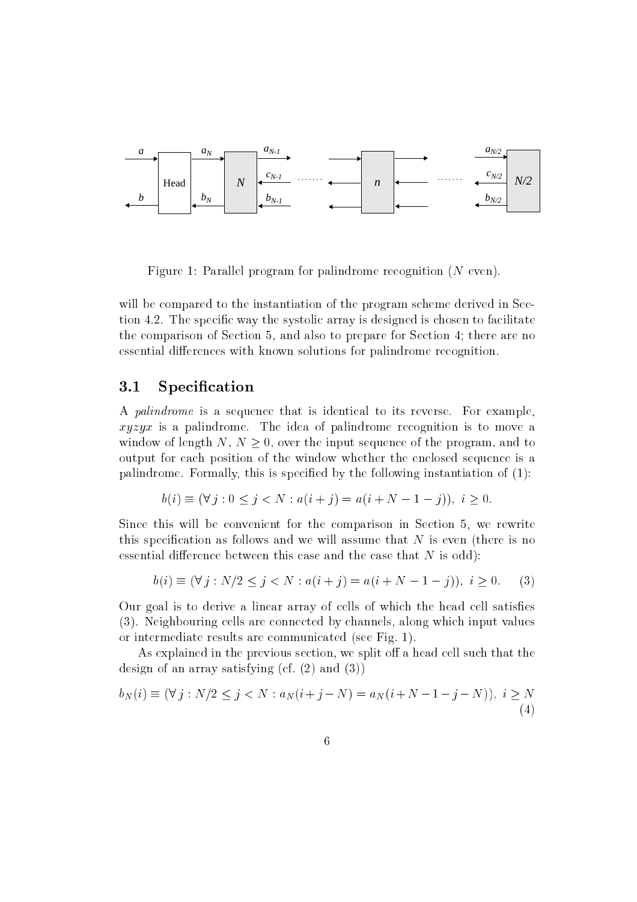Figure 1: Parallel program for palindrome recognition ($N$ even).

will be compared to the instantiation of the program scheme derived in Section 4.2. The specific way the systolic array is designed is chosen to facilitate the comparison of Section 5, and also to prepare for Section 4; there are no essential differences with known solutions for palindrome recognition.

## 3.1 Specification

A *palindrome* is a sequence that is identical to its reverse. For example, $xyzyx$ is a palindrome. The idea of palindrome recognition is to move a window of length $N$, $N \geq 0$, over the input sequence of the program, and to output for each position of the window whether the enclosed sequence is a palindrome. Formally, this is specified by the following instantiation of (1):

$$b(i) \equiv (\forall\, j : 0 \leq j < N : a(i+j) = a(i+N-1-j)),\ i \geq 0.$$

Since this will be convenient for the comparison in Section 5, we rewrite this specification as follows and we will assume that $N$ is even (there is no essential difference between this case and the case that $N$ is odd):

$$b(i) \equiv (\forall\, j : N/2 \leq j < N : a(i+j) = a(i+N-1-j)),\ i \geq 0. \tag{3}$$

Our goal is to derive a linear array of cells of which the head cell satisfies (3). Neighbouring cells are connected by channels, along which input values or intermediate results are communicated (see Fig. 1).

As explained in the previous section, we split off a head cell such that the design of an array satisfying (cf. (2) and (3))

$$b_N(i) \equiv (\forall\, j : N/2 \leq j < N : a_N(i+j-N) = a_N(i+N-1-j-N)),\ i \geq N \tag{4}$$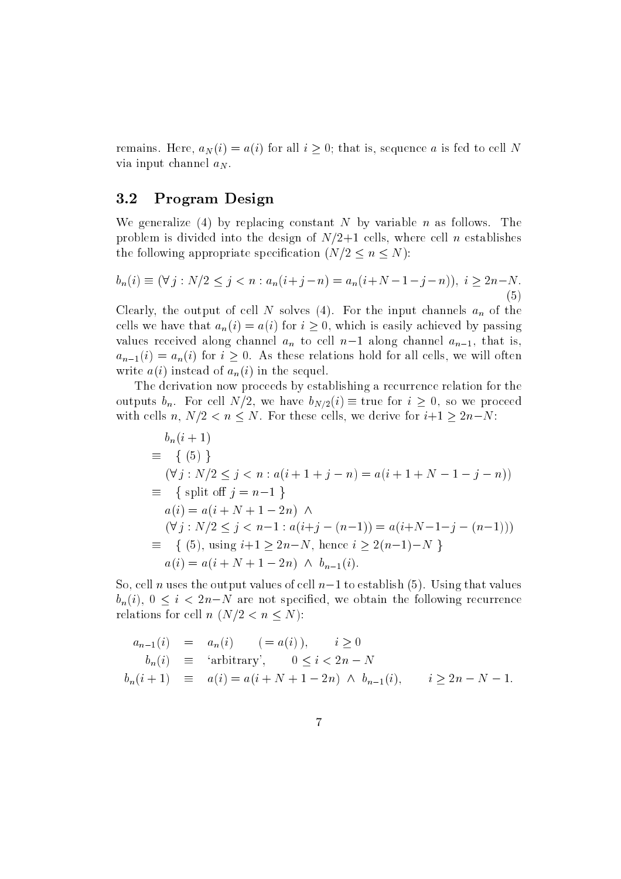remains. Here, $a_N(i) = a(i)$ for all $i \geq 0$; that is, sequence $a$ is fed to cell $N$ via input channel $a_N$.

### 3.2 Program Design

We generalize (4) by replacing constant $N$ by variable $n$ as follows. The problem is divided into the design of $N/2+1$ cells, where cell $n$ establishes the following appropriate specification ($N/2 \leq n \leq N$):

$$b_n(i) \equiv (\forall\, j : N/2 \leq j < n : a_n(i+j-n) = a_n(i+N-1-j-n)),\ i \geq 2n-N. \tag{5}$$

Clearly, the output of cell $N$ solves (4). For the input channels $a_n$ of the cells we have that $a_n(i) = a(i)$ for $i \geq 0$, which is easily achieved by passing values received along channel $a_n$ to cell $n-1$ along channel $a_{n-1}$, that is, $a_{n-1}(i) = a_n(i)$ for $i \geq 0$. As these relations hold for all cells, we will often write $a(i)$ instead of $a_n(i)$ in the sequel.

The derivation now proceeds by establishing a recurrence relation for the outputs $b_n$. For cell $N/2$, we have $b_{N/2}(i) \equiv \text{true}$ for $i \geq 0$, so we proceed with cells $n$, $N/2 < n \leq N$. For these cells, we derive for $i+1 \geq 2n-N$:

$$\begin{array}{ll}
 & b_n(i+1) \\
\equiv & \quad \{\ (5)\ \} \\
 & (\forall\, j : N/2 \leq j < n : a(i+1+j-n) = a(i+1+N-1-j-n)) \\
\equiv & \quad \{\ \text{split off } j = n{-}1\ \} \\
 & a(i) = a(i+N+1-2n)\ \wedge \\
 & (\forall\, j : N/2 \leq j < n{-}1 : a(i{+}j-(n{-}1)) = a(i{+}N{-}1{-}j-(n{-}1))) \\
\equiv & \quad \{\ (5),\ \text{using } i{+}1 \geq 2n{-}N, \text{ hence } i \geq 2(n{-}1){-}N\ \} \\
 & a(i) = a(i+N+1-2n)\ \wedge\ b_{n-1}(i).
\end{array}$$

So, cell $n$ uses the output values of cell $n-1$ to establish (5). Using that values $b_n(i)$, $0 \leq i < 2n-N$ are not specified, we obtain the following recurrence relations for cell $n$ ($N/2 < n \leq N$):

$$\begin{array}{rcll}
a_{n-1}(i) & = & a_n(i) \quad (= a(i)\,), & i \geq 0 \\
b_n(i) & \equiv & \text{'arbitrary'}, & 0 \leq i < 2n-N \\
b_n(i+1) & \equiv & a(i) = a(i+N+1-2n)\ \wedge\ b_{n-1}(i), & i \geq 2n-N-1.
\end{array}$$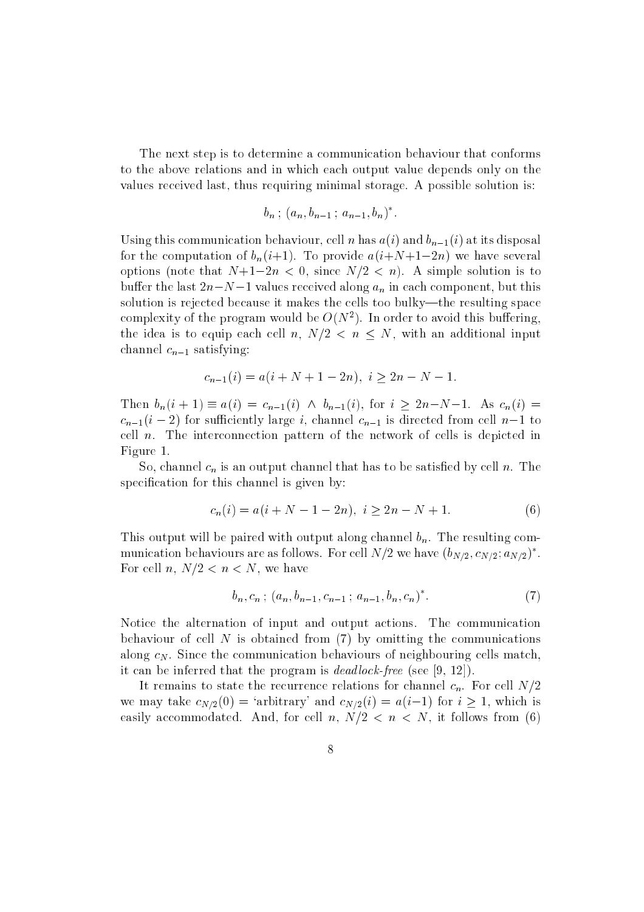The next step is to determine a communication behaviour that conforms to the above relations and in which each output value depends only on the values received last, thus requiring minimal storage. A possible solution is:

$$b_n\,;\,(a_n, b_{n-1}\,;\,a_{n-1}, b_n)^*.$$

Using this communication behaviour, cell $n$ has $a(i)$ and $b_{n-1}(i)$ at its disposal for the computation of $b_n(i{+}1)$. To provide $a(i{+}N{+}1{-}2n)$ we have several options (note that $N{+}1{-}2n < 0$, since $N/2 < n$). A simple solution is to buffer the last $2n{-}N{-}1$ values received along $a_n$ in each component, but this solution is rejected because it makes the cells too bulky—the resulting space complexity of the program would be $O(N^2)$. In order to avoid this buffering, the idea is to equip each cell $n$, $N/2 < n \leq N$, with an additional input channel $c_{n-1}$ satisfying:

$$c_{n-1}(i) = a(i + N + 1 - 2n),\ i \geq 2n - N - 1.$$

Then $b_n(i + 1) \equiv a(i) = c_{n-1}(i) \ \wedge \ b_{n-1}(i)$, for $i \geq 2n{-}N{-}1$. As $c_n(i) = c_{n-1}(i - 2)$ for sufficiently large $i$, channel $c_{n-1}$ is directed from cell $n{-}1$ to cell $n$. The interconnection pattern of the network of cells is depicted in Figure 1.

So, channel $c_n$ is an output channel that has to be satisfied by cell $n$. The specification for this channel is given by:

$$c_n(i) = a(i + N - 1 - 2n),\ i \geq 2n - N + 1. \tag{6}$$

This output will be paired with output along channel $b_n$. The resulting communication behaviours are as follows. For cell $N/2$ we have $(b_{N/2}, c_{N/2}\colon a_{N/2})^*$. For cell $n$, $N/2 < n < N$, we have

$$b_n, c_n\,;\,(a_n, b_{n-1}, c_{n-1}\,;\,a_{n-1}, b_n, c_n)^*. \tag{7}$$

Notice the alternation of input and output actions. The communication behaviour of cell $N$ is obtained from (7) by omitting the communications along $c_N$. Since the communication behaviours of neighbouring cells match, it can be inferred that the program is *deadlock-free* (see [9, 12]).

It remains to state the recurrence relations for channel $c_n$. For cell $N/2$ we may take $c_{N/2}(0) =$ 'arbitrary' and $c_{N/2}(i) = a(i{-}1)$ for $i \geq 1$, which is easily accommodated. And, for cell $n$, $N/2 < n < N$, it follows from (6)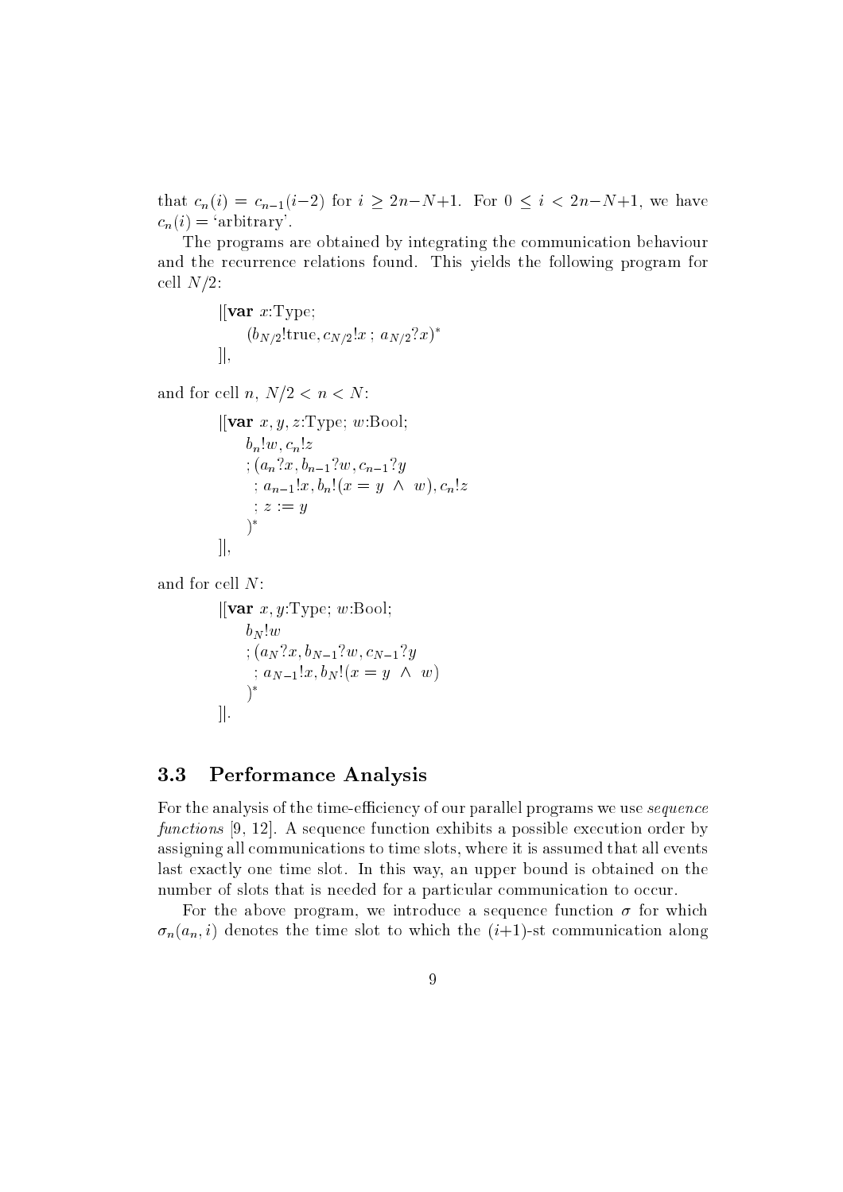that $c_n(i) = c_{n-1}(i{-}2)$ for $i \geq 2n{-}N{+}1$. For $0 \leq i < 2n{-}N{+}1$, we have $c_n(i) =$ 'arbitrary'.

The programs are obtained by integrating the communication behaviour and the recurrence relations found. This yields the following program for cell $N/2$:

$$
\begin{array}{l}
|[\textbf{var}\ x{:}\text{Type};\\
\quad (b_{N/2}!\text{true}, c_{N/2}!x\ ;\ a_{N/2}?x)^*\\
]|,
\end{array}
$$

and for cell $n$, $N/2 < n < N$:

$$
\begin{array}{l}
|[\textbf{var}\ x, y, z{:}\text{Type};\ w{:}\text{Bool};\\
\quad b_n!w, c_n!z\\
\quad ; (a_n?x, b_{n-1}?w, c_{n-1}?y\\
\quad\ \ ; a_{n-1}!x, b_n!(x = y\ \wedge\ w), c_n!z\\
\quad\ \ ; z := y\\
\quad )^*\\
]|,
\end{array}
$$

and for cell $N$:

$$
\begin{array}{l}
|[\textbf{var}\ x, y{:}\text{Type};\ w{:}\text{Bool};\\
\quad b_N!w\\
\quad ; (a_N?x, b_{N-1}?w, c_{N-1}?y\\
\quad\ \ ; a_{N-1}!x, b_N!(x = y\ \wedge\ w)\\
\quad )^*\\
]|.
\end{array}
$$

### 3.3 Performance Analysis

For the analysis of the time-efficiency of our parallel programs we use *sequence functions* [9, 12]. A sequence function exhibits a possible execution order by assigning all communications to time slots, where it is assumed that all events last exactly one time slot. In this way, an upper bound is obtained on the number of slots that is needed for a particular communication to occur.

For the above program, we introduce a sequence function $\sigma$ for which $\sigma_n(a_n, i)$ denotes the time slot to which the $(i{+}1)$-st communication along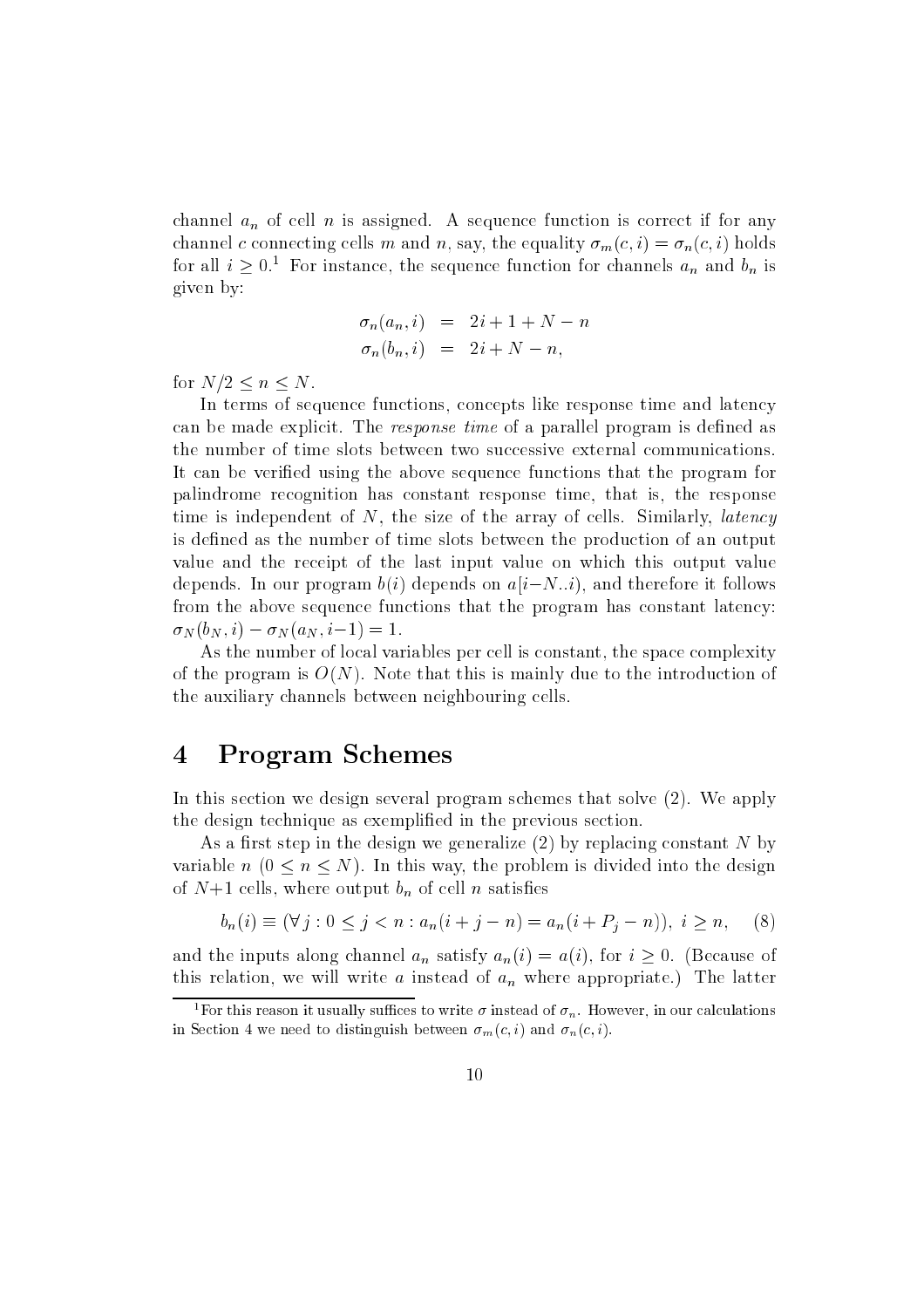channel $a_n$ of cell $n$ is assigned. A sequence function is correct if for any channel $c$ connecting cells $m$ and $n$, say, the equality $\sigma_m(c,i) = \sigma_n(c,i)$ holds for all $i \geq 0$.[1] For instance, the sequence function for channels $a_n$ and $b_n$ is given by:

$$
\begin{aligned}
\sigma_n(a_n, i) &= 2i + 1 + N - n \\
\sigma_n(b_n, i) &= 2i + N - n,
\end{aligned}
$$

for $N/2 \leq n \leq N$.

In terms of sequence functions, concepts like response time and latency can be made explicit. The *response time* of a parallel program is defined as the number of time slots between two successive external communications. It can be verified using the above sequence functions that the program for palindrome recognition has constant response time, that is, the response time is independent of $N$, the size of the array of cells. Similarly, *latency* is defined as the number of time slots between the production of an output value and the receipt of the last input value on which this output value depends. In our program $b(i)$ depends on $a[i{-}N..i)$, and therefore it follows from the above sequence functions that the program has constant latency: $\sigma_N(b_N, i) - \sigma_N(a_N, i{-}1) = 1$.

As the number of local variables per cell is constant, the space complexity of the program is $O(N)$. Note that this is mainly due to the introduction of the auxiliary channels between neighbouring cells.

# 4 Program Schemes

In this section we design several program schemes that solve (2). We apply the design technique as exemplified in the previous section.

As a first step in the design we generalize (2) by replacing constant $N$ by variable $n$ $(0 \leq n \leq N)$. In this way, the problem is divided into the design of $N{+}1$ cells, where output $b_n$ of cell $n$ satisfies

$$
b_n(i) \equiv (\forall\, j : 0 \leq j < n : a_n(i + j - n) = a_n(i + P_j - n)),\ i \geq n, \qquad (8)
$$

and the inputs along channel $a_n$ satisfy $a_n(i) = a(i)$, for $i \geq 0$. (Because of this relation, we will write $a$ instead of $a_n$ where appropriate.) The latter

[1] For this reason it usually suffices to write $\sigma$ instead of $\sigma_n$. However, in our calculations in Section 4 we need to distinguish between $\sigma_m(c,i)$ and $\sigma_n(c,i)$.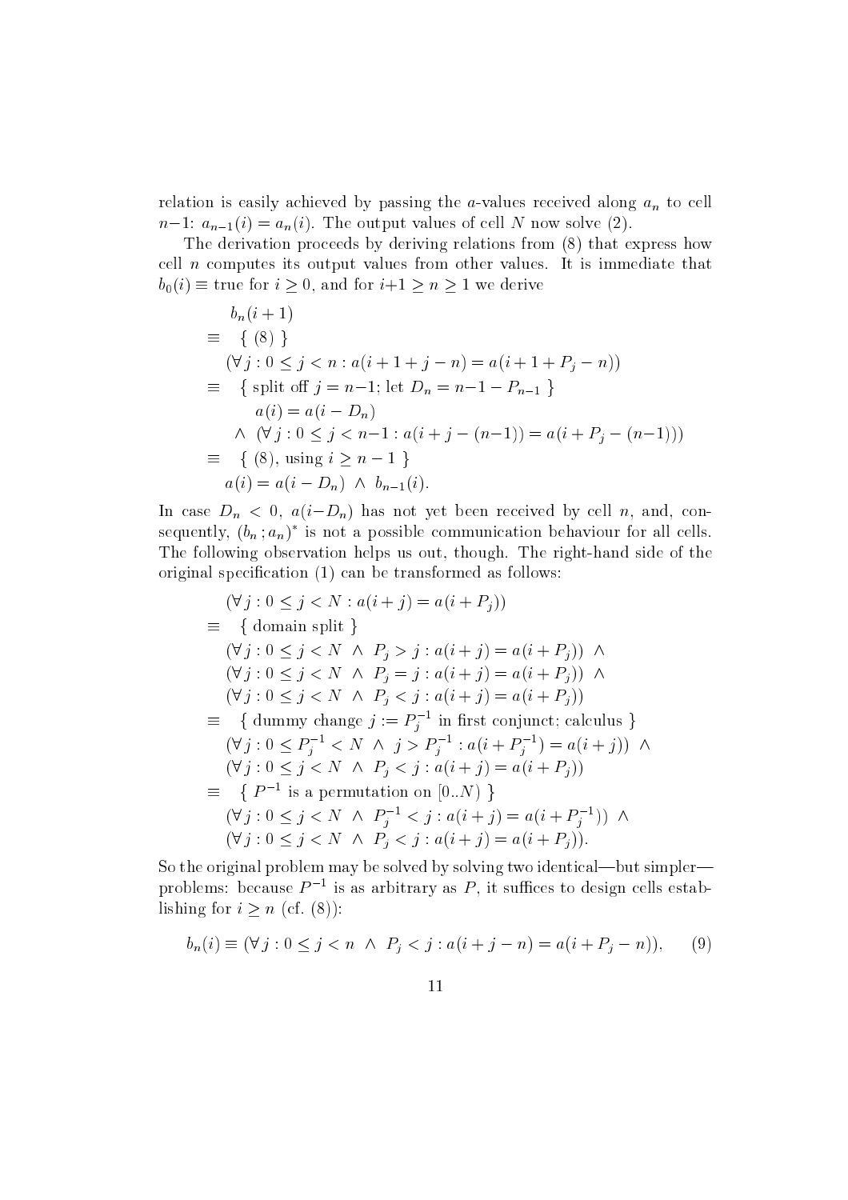relation is easily achieved by passing the $a$-values received along $a_n$ to cell $n{-}1$: $a_{n-1}(i) = a_n(i)$. The output values of cell $N$ now solve (2).

The derivation proceeds by deriving relations from (8) that express how cell $n$ computes its output values from other values. It is immediate that $b_0(i) \equiv$ true for $i \geq 0$, and for $i{+}1 \geq n \geq 1$ we derive

$$
\begin{array}{ll}
& b_n(i+1) \\
\equiv & \{\ (8)\ \} \\
& (\forall\, j : 0 \leq j < n : a(i+1+j-n) = a(i+1+P_j-n)) \\
\equiv & \{\ \text{split off } j = n{-}1\text{; let } D_n = n{-}1-P_{n-1}\ \} \\
& \quad a(i) = a(i-D_n) \\
& \quad \wedge\ (\forall\, j : 0 \leq j < n{-}1 : a(i+j-(n{-}1)) = a(i+P_j-(n{-}1))) \\
\equiv & \{\ (8)\text{, using } i \geq n-1\ \} \\
& a(i) = a(i-D_n)\ \wedge\ b_{n-1}(i).
\end{array}
$$

In case $D_n < 0$, $a(i{-}D_n)$ has not yet been received by cell $n$, and, consequently, $(b_n\,; a_n)^*$ is not a possible communication behaviour for all cells. The following observation helps us out, though. The right-hand side of the original specification (1) can be transformed as follows:

$$
\begin{array}{ll}
& (\forall\, j : 0 \leq j < N : a(i+j) = a(i+P_j)) \\
\equiv & \{\ \text{domain split}\ \} \\
& (\forall\, j : 0 \leq j < N\ \wedge\ P_j > j : a(i+j) = a(i+P_j))\ \wedge \\
& (\forall\, j : 0 \leq j < N\ \wedge\ P_j = j : a(i+j) = a(i+P_j))\ \wedge \\
& (\forall\, j : 0 \leq j < N\ \wedge\ P_j < j : a(i+j) = a(i+P_j)) \\
\equiv & \{\ \text{dummy change } j := P_j^{-1} \text{ in first conjunct; calculus}\ \} \\
& (\forall\, j : 0 \leq P_j^{-1} < N\ \wedge\ j > P_j^{-1} : a(i+P_j^{-1}) = a(i+j))\ \wedge \\
& (\forall\, j : 0 \leq j < N\ \wedge\ P_j < j : a(i+j) = a(i+P_j)) \\
\equiv & \{\ P^{-1} \text{ is a permutation on } [0..N)\ \} \\
& (\forall\, j : 0 \leq j < N\ \wedge\ P_j^{-1} < j : a(i+j) = a(i+P_j^{-1}))\ \wedge \\
& (\forall\, j : 0 \leq j < N\ \wedge\ P_j < j : a(i+j) = a(i+P_j)).
\end{array}
$$

So the original problem may be solved by solving two identical—but simpler—problems: because $P^{-1}$ is as arbitrary as $P$, it suffices to design cells establishing for $i \geq n$ (cf. (8)):

$$
b_n(i) \equiv (\forall\, j : 0 \leq j < n\ \wedge\ P_j < j : a(i+j-n) = a(i+P_j-n)), \qquad (9)
$$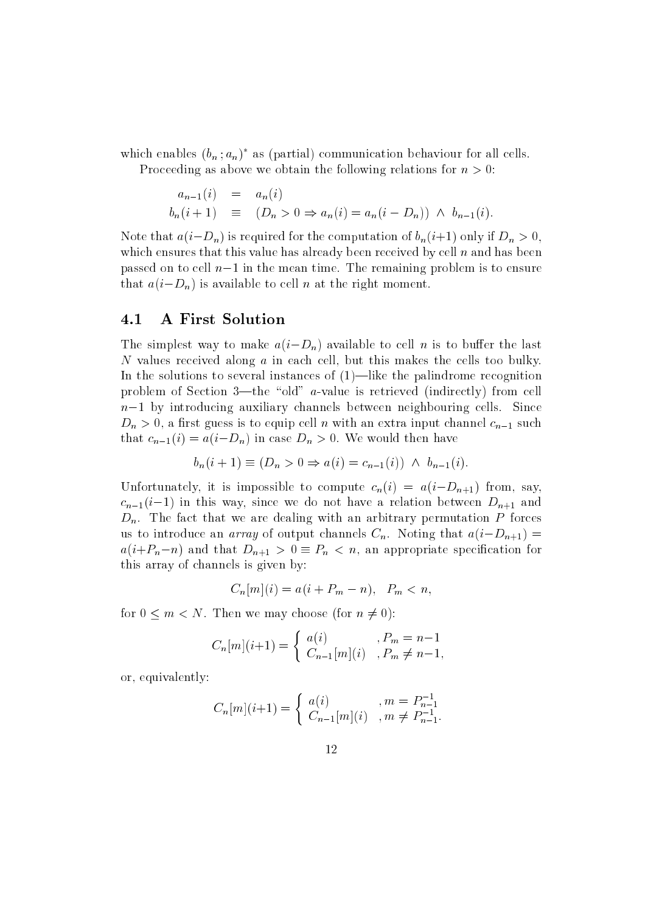which enables $(b_n\,; a_n)^*$ as (partial) communication behaviour for all cells.

Proceeding as above we obtain the following relations for $n > 0$:

$$
\begin{array}{rcl}
a_{n-1}(i) & = & a_n(i) \\
b_n(i+1) & \equiv & (D_n > 0 \Rightarrow a_n(i) = a_n(i - D_n)) \ \wedge \ b_{n-1}(i).
\end{array}
$$

Note that $a(i{-}D_n)$ is required for the computation of $b_n(i{+}1)$ only if $D_n > 0$, which ensures that this value has already been received by cell $n$ and has been passed on to cell $n{-}1$ in the mean time. The remaining problem is to ensure that $a(i{-}D_n)$ is available to cell $n$ at the right moment.

### 4.1 A First Solution

The simplest way to make $a(i{-}D_n)$ available to cell $n$ is to buffer the last $N$ values received along $a$ in each cell, but this makes the cells too bulky. In the solutions to several instances of (1)—like the palindrome recognition problem of Section 3—the "old" $a$-value is retrieved (indirectly) from cell $n{-}1$ by introducing auxiliary channels between neighbouring cells. Since $D_n > 0$, a first guess is to equip cell $n$ with an extra input channel $c_{n-1}$ such that $c_{n-1}(i) = a(i{-}D_n)$ in case $D_n > 0$. We would then have

$$
b_n(i+1) \equiv (D_n > 0 \Rightarrow a(i) = c_{n-1}(i)) \ \wedge \ b_{n-1}(i).
$$

Unfortunately, it is impossible to compute $c_n(i) = a(i{-}D_{n+1})$ from, say, $c_{n-1}(i{-}1)$ in this way, since we do not have a relation between $D_{n+1}$ and $D_n$. The fact that we are dealing with an arbitrary permutation $P$ forces us to introduce an *array* of output channels $C_n$. Noting that $a(i{-}D_{n+1}) = a(i{+}P_n{-}n)$ and that $D_{n+1} > 0 \equiv P_n < n$, an appropriate specification for this array of channels is given by:

$$
C_n[m](i) = a(i + P_m - n), \quad P_m < n,
$$

for $0 \leq m < N$. Then we may choose (for $n \neq 0$):

$$
C_n[m](i{+}1) = \begin{cases} a(i) & , P_m = n{-}1 \\ C_{n-1}[m](i) & , P_m \neq n{-}1, \end{cases}
$$

or, equivalently:

$$
C_n[m](i{+}1) = \begin{cases} a(i) & , m = P_{n-1}^{-1} \\ C_{n-1}[m](i) & , m \neq P_{n-1}^{-1}. \end{cases}
$$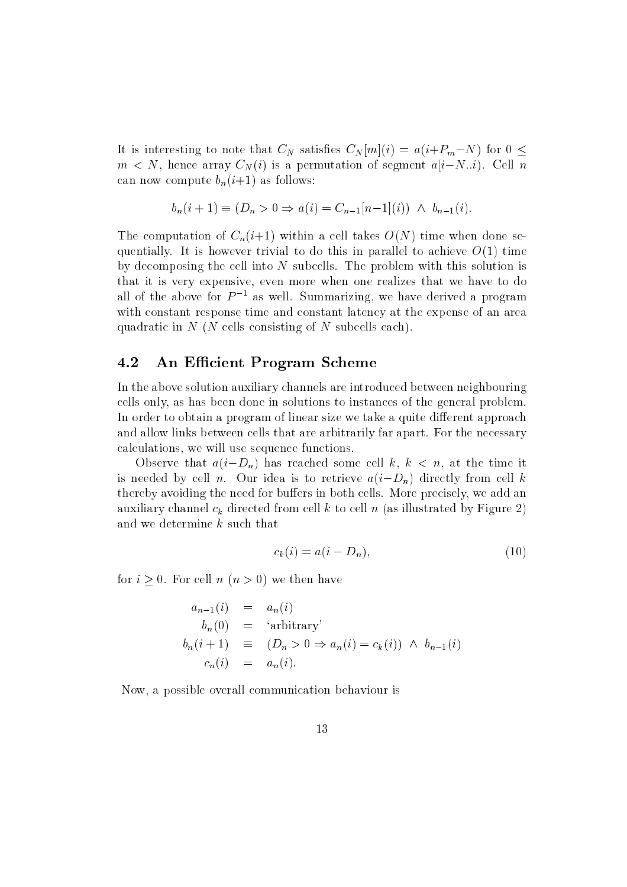It is interesting to note that $C_N$ satisfies $C_N[m](i) = a(i+P_m-N)$ for $0 \leq m < N$, hence array $C_N(i)$ is a permutation of segment $a[i-N..i)$. Cell $n$ can now compute $b_n(i+1)$ as follows:

$$b_n(i+1) \equiv (D_n > 0 \Rightarrow a(i) = C_{n-1}[n-1](i)) \;\wedge\; b_{n-1}(i).$$

The computation of $C_n(i+1)$ within a cell takes $O(N)$ time when done sequentially. It is however trivial to do this in parallel to achieve $O(1)$ time by decomposing the cell into $N$ subcells. The problem with this solution is that it is very expensive, even more when one realizes that we have to do all of the above for $P^{-1}$ as well. Summarizing, we have derived a program with constant response time and constant latency at the expense of an area quadratic in $N$ ($N$ cells consisting of $N$ subcells each).

## 4.2 An Efficient Program Scheme

In the above solution auxiliary channels are introduced between neighbouring cells only, as has been done in solutions to instances of the general problem. In order to obtain a program of linear size we take a quite different approach and allow links between cells that are arbitrarily far apart. For the necessary calculations, we will use sequence functions.

Observe that $a(i-D_n)$ has reached some cell $k$, $k < n$, at the time it is needed by cell $n$. Our idea is to retrieve $a(i-D_n)$ directly from cell $k$ thereby avoiding the need for buffers in both cells. More precisely, we add an auxiliary channel $c_k$ directed from cell $k$ to cell $n$ (as illustrated by Figure 2) and we determine $k$ such that

$$c_k(i) = a(i - D_n), \tag{10}$$

for $i \geq 0$. For cell $n$ ($n > 0$) we then have

$$\begin{aligned}
a_{n-1}(i) &= a_n(i) \\
b_n(0) &= \text{`arbitrary'} \\
b_n(i+1) &\equiv (D_n > 0 \Rightarrow a_n(i) = c_k(i)) \;\wedge\; b_{n-1}(i) \\
c_n(i) &= a_n(i).
\end{aligned}$$

Now, a possible overall communication behaviour is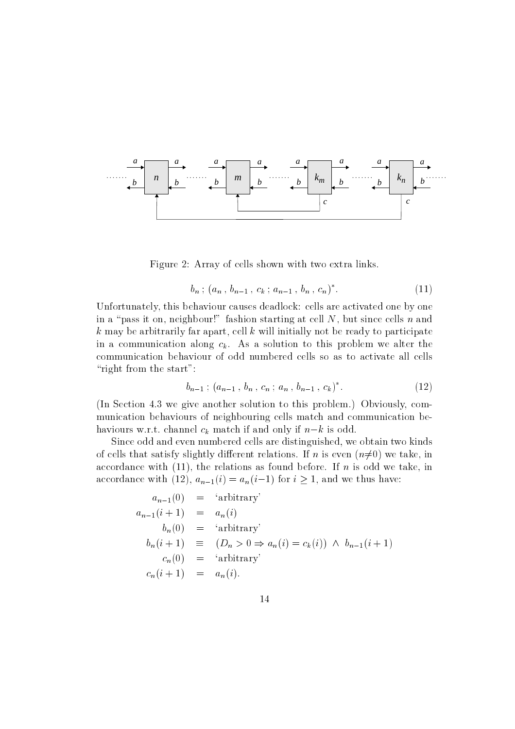Figure 2: Array of cells shown with two extra links.

$$b_n\,;\,(a_n\,,\,b_{n-1}\,,\,c_k\,;\,a_{n-1}\,,\,b_n\,,\,c_n)^*. \tag{11}$$

Unfortunately, this behaviour causes deadlock: cells are activated one by one in a "pass it on, neighbour!" fashion starting at cell $N$, but since cells $n$ and $k$ may be arbitrarily far apart, cell $k$ will initially not be ready to participate in a communication along $c_k$. As a solution to this problem we alter the communication behaviour of odd numbered cells so as to activate all cells "right from the start":

$$b_{n-1}\,;\,(a_{n-1}\,,\,b_n\,,\,c_n\,;\,a_n\,,\,b_{n-1}\,,\,c_k)^*. \tag{12}$$

(In Section 4.3 we give another solution to this problem.) Obviously, communication behaviours of neighbouring cells match and communication behaviours w.r.t. channel $c_k$ match if and only if $n{-}k$ is odd.

Since odd and even numbered cells are distinguished, we obtain two kinds of cells that satisfy slightly different relations. If $n$ is even ($n{\neq}0$) we take, in accordance with (11), the relations as found before. If $n$ is odd we take, in accordance with (12), $a_{n-1}(i) = a_n(i{-}1)$ for $i \geq 1$, and we thus have:

$$\begin{aligned}
a_{n-1}(0) &= \text{`arbitrary'}\\
a_{n-1}(i+1) &= a_n(i)\\
b_n(0) &= \text{`arbitrary'}\\
b_n(i+1) &\equiv (D_n > 0 \Rightarrow a_n(i) = c_k(i)) \;\wedge\; b_{n-1}(i+1)\\
c_n(0) &= \text{`arbitrary'}\\
c_n(i+1) &= a_n(i).
\end{aligned}$$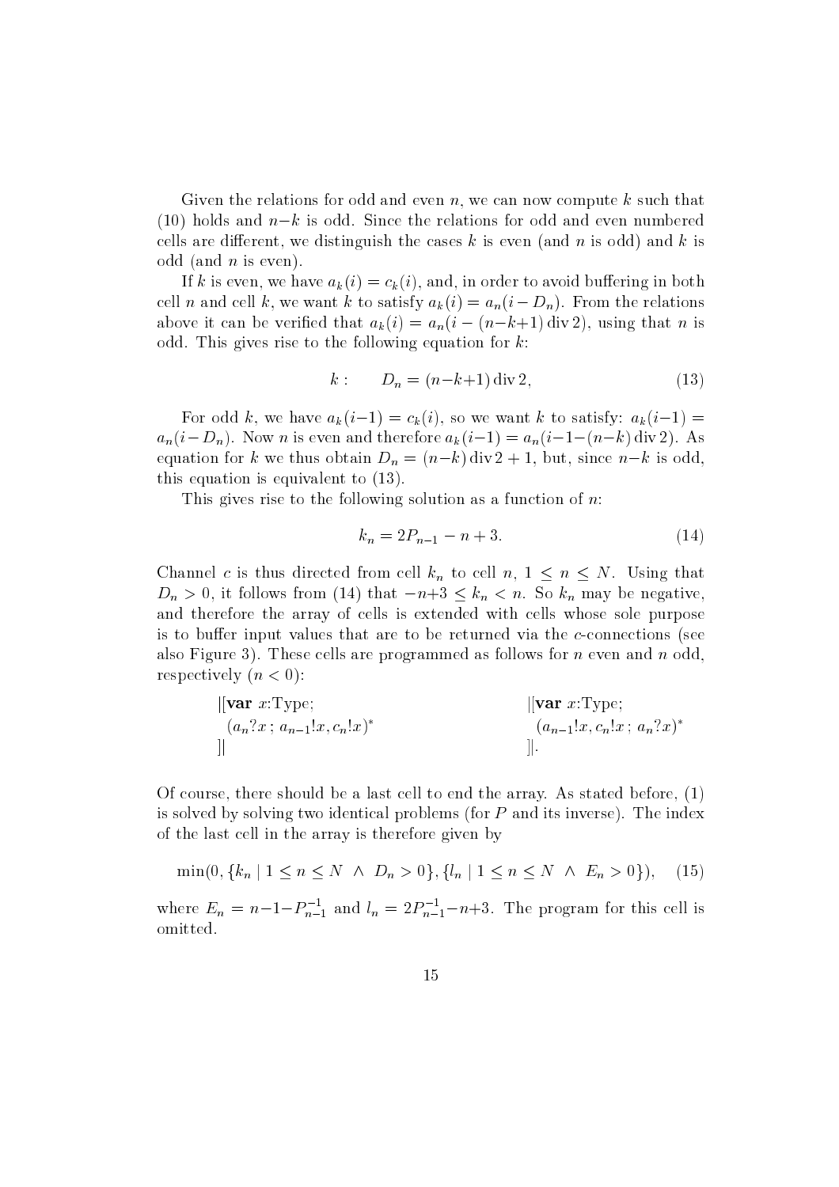Given the relations for odd and even $n$, we can now compute $k$ such that (10) holds and $n-k$ is odd. Since the relations for odd and even numbered cells are different, we distinguish the cases $k$ is even (and $n$ is odd) and $k$ is odd (and $n$ is even).

If $k$ is even, we have $a_k(i) = c_k(i)$, and, in order to avoid buffering in both cell $n$ and cell $k$, we want $k$ to satisfy $a_k(i) = a_n(i - D_n)$. From the relations above it can be verified that $a_k(i) = a_n(i - (n-k+1) \operatorname{div} 2)$, using that $n$ is odd. This gives rise to the following equation for $k$:

$$k : \qquad D_n = (n-k+1) \operatorname{div} 2, \tag{13}$$

For odd $k$, we have $a_k(i-1) = c_k(i)$, so we want $k$ to satisfy: $a_k(i-1) = a_n(i - D_n)$. Now $n$ is even and therefore $a_k(i-1) = a_n(i-1-(n-k) \operatorname{div} 2)$. As equation for $k$ we thus obtain $D_n = (n-k) \operatorname{div} 2 + 1$, but, since $n-k$ is odd, this equation is equivalent to (13).

This gives rise to the following solution as a function of $n$:

$$k_n = 2P_{n-1} - n + 3. \tag{14}$$

Channel $c$ is thus directed from cell $k_n$ to cell $n$, $1 \leq n \leq N$. Using that $D_n > 0$, it follows from (14) that $-n+3 \leq k_n < n$. So $k_n$ may be negative, and therefore the array of cells is extended with cells whose sole purpose is to buffer input values that are to be returned via the $c$-connections (see also Figure 3). These cells are programmed as follows for $n$ even and $n$ odd, respectively ($n < 0$):

$|[$**var** $x$:Type;
  $(a_n?x\, ;\, a_{n-1}!x, c_n!x)^*$
$]|$

$|[$**var** $x$:Type;
  $(a_{n-1}!x, c_n!x\, ;\, a_n?x)^*$
$]|$.

Of course, there should be a last cell to end the array. As stated before, (1) is solved by solving two identical problems (for $P$ and its inverse). The index of the last cell in the array is therefore given by

$$\min(0, \{k_n \mid 1 \leq n \leq N \ \wedge \ D_n > 0\}, \{l_n \mid 1 \leq n \leq N \ \wedge \ E_n > 0\}), \tag{15}$$

where $E_n = n-1-P^{-1}_{n-1}$ and $l_n = 2P^{-1}_{n-1}-n+3$. The program for this cell is omitted.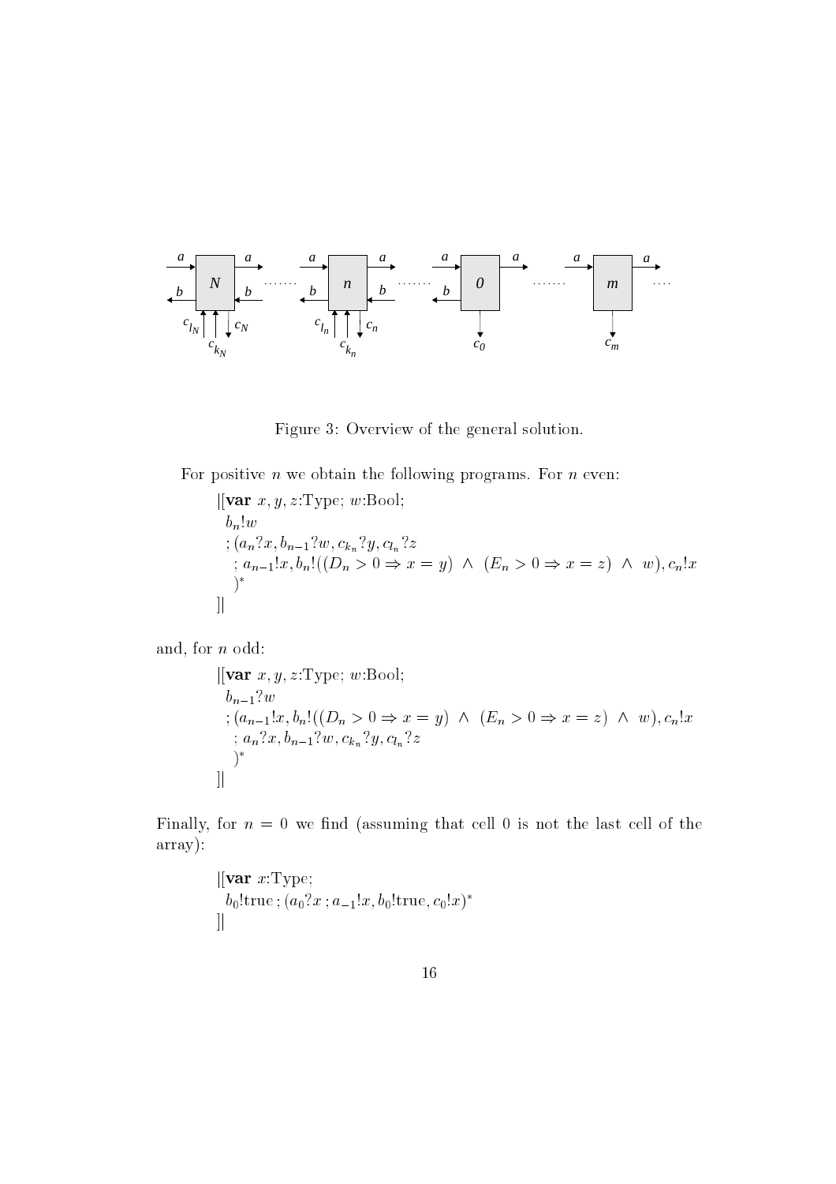Figure 3: Overview of the general solution.

For positive $n$ we obtain the following programs. For $n$ even:

$$
\begin{array}{l}
|[\textbf{var } x, y, z\text{:Type; } w\text{:Bool;}\\
\quad b_n!w\\
\quad ; (a_n?x, b_{n-1}?w, c_{k_n}?y, c_{l_n}?z\\
\quad\quad ; a_{n-1}!x, b_n!((D_n > 0 \Rightarrow x = y) \ \wedge \ (E_n > 0 \Rightarrow x = z) \ \wedge \ w), c_n!x\\
\quad\quad )^*\\
]|
\end{array}
$$

and, for $n$ odd:

$$
\begin{array}{l}
|[\textbf{var } x, y, z\text{:Type; } w\text{:Bool;}\\
\quad b_{n-1}?w\\
\quad ; (a_{n-1}!x, b_n!((D_n > 0 \Rightarrow x = y) \ \wedge \ (E_n > 0 \Rightarrow x = z) \ \wedge \ w), c_n!x\\
\quad\quad ; a_n?x, b_{n-1}?w, c_{k_n}?y, c_{l_n}?z\\
\quad\quad )^*\\
]|
\end{array}
$$

Finally, for $n = 0$ we find (assuming that cell 0 is not the last cell of the array):

$$
\begin{array}{l}
|[\textbf{var } x\text{:Type;}\\
\quad b_0!\text{true} ; (a_0?x ; a_{-1}!x, b_0!\text{true}, c_0!x)^*\\
]|
\end{array}
$$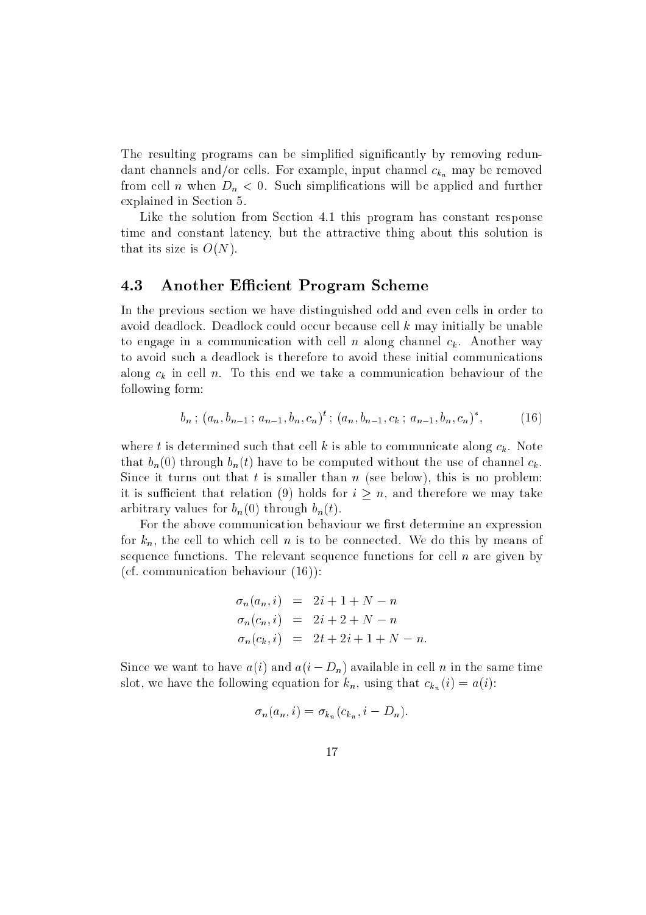The resulting programs can be simplified significantly by removing redundant channels and/or cells. For example, input channel $c_{k_n}$ may be removed from cell $n$ when $D_n < 0$. Such simplifications will be applied and further explained in Section 5.

Like the solution from Section 4.1 this program has constant response time and constant latency, but the attractive thing about this solution is that its size is $O(N)$.

### 4.3 Another Efficient Program Scheme

In the previous section we have distinguished odd and even cells in order to avoid deadlock. Deadlock could occur because cell $k$ may initially be unable to engage in a communication with cell $n$ along channel $c_k$. Another way to avoid such a deadlock is therefore to avoid these initial communications along $c_k$ in cell $n$. To this end we take a communication behaviour of the following form:

$$b_n \,;\, (a_n, b_{n-1} \,;\, a_{n-1}, b_n, c_n)^t \,;\, (a_n, b_{n-1}, c_k \,;\, a_{n-1}, b_n, c_n)^*, \tag{16}$$

where $t$ is determined such that cell $k$ is able to communicate along $c_k$. Note that $b_n(0)$ through $b_n(t)$ have to be computed without the use of channel $c_k$. Since it turns out that $t$ is smaller than $n$ (see below), this is no problem: it is sufficient that relation (9) holds for $i \geq n$, and therefore we may take arbitrary values for $b_n(0)$ through $b_n(t)$.

For the above communication behaviour we first determine an expression for $k_n$, the cell to which cell $n$ is to be connected. We do this by means of sequence functions. The relevant sequence functions for cell $n$ are given by (cf. communication behaviour (16)):

$$\begin{aligned}
\sigma_n(a_n, i) &= 2i + 1 + N - n \\
\sigma_n(c_n, i) &= 2i + 2 + N - n \\
\sigma_n(c_k, i) &= 2t + 2i + 1 + N - n.
\end{aligned}$$

Since we want to have $a(i)$ and $a(i - D_n)$ available in cell $n$ in the same time slot, we have the following equation for $k_n$, using that $c_{k_n}(i) = a(i)$:

$$\sigma_n(a_n, i) = \sigma_{k_n}(c_{k_n}, i - D_n).$$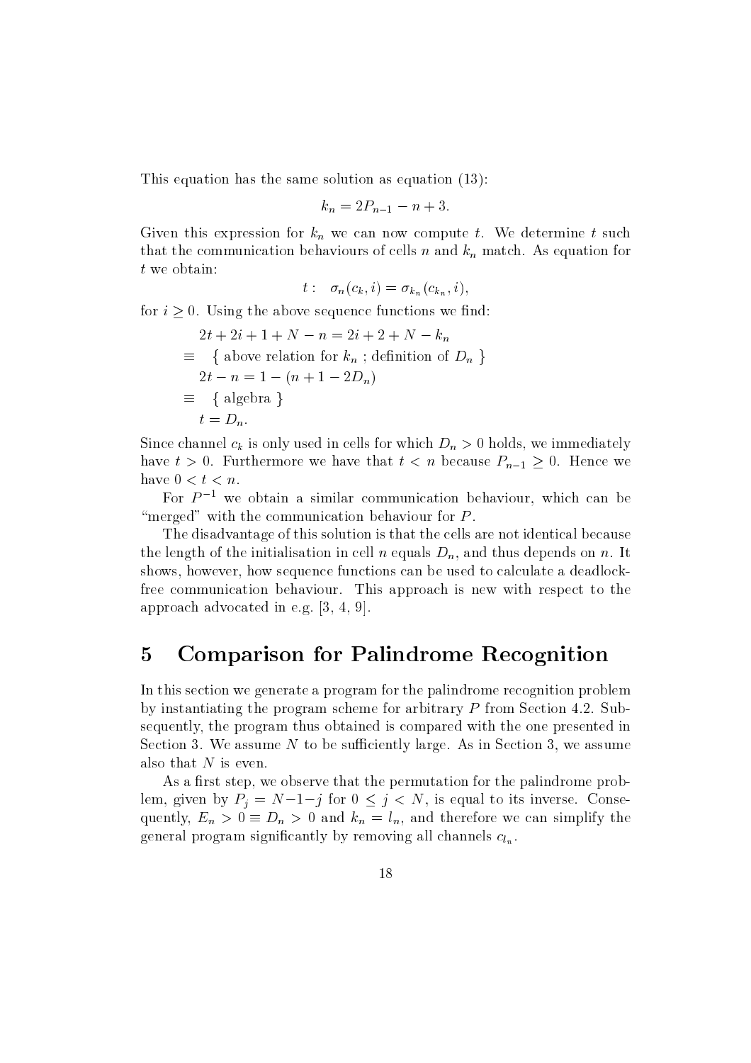This equation has the same solution as equation (13):

$$k_n = 2P_{n-1} - n + 3.$$

Given this expression for $k_n$ we can now compute $t$. We determine $t$ such that the communication behaviours of cells $n$ and $k_n$ match. As equation for $t$ we obtain:

$$t : \quad \sigma_n(c_k, i) = \sigma_{k_n}(c_{k_n}, i),$$

for $i \geq 0$. Using the above sequence functions we find:

$$
\begin{aligned}
& 2t + 2i + 1 + N - n = 2i + 2 + N - k_n \\
\equiv \quad & \{ \text{ above relation for } k_n \text{ ; definition of } D_n \ \} \\
& 2t - n = 1 - (n + 1 - 2D_n) \\
\equiv \quad & \{ \text{ algebra } \} \\
& t = D_n.
\end{aligned}
$$

Since channel $c_k$ is only used in cells for which $D_n > 0$ holds, we immediately have $t > 0$. Furthermore we have that $t < n$ because $P_{n-1} \geq 0$. Hence we have $0 < t < n$.

For $P^{-1}$ we obtain a similar communication behaviour, which can be "merged" with the communication behaviour for $P$.

The disadvantage of this solution is that the cells are not identical because the length of the initialisation in cell $n$ equals $D_n$, and thus depends on $n$. It shows, however, how sequence functions can be used to calculate a deadlock-free communication behaviour. This approach is new with respect to the approach advocated in e.g. [3, 4, 9].

# 5 Comparison for Palindrome Recognition

In this section we generate a program for the palindrome recognition problem by instantiating the program scheme for arbitrary $P$ from Section 4.2. Subsequently, the program thus obtained is compared with the one presented in Section 3. We assume $N$ to be sufficiently large. As in Section 3, we assume also that $N$ is even.

As a first step, we observe that the permutation for the palindrome problem, given by $P_j = N - 1 - j$ for $0 \leq j < N$, is equal to its inverse. Consequently, $E_n > 0 \equiv D_n > 0$ and $k_n = l_n$, and therefore we can simplify the general program significantly by removing all channels $c_{l_n}$.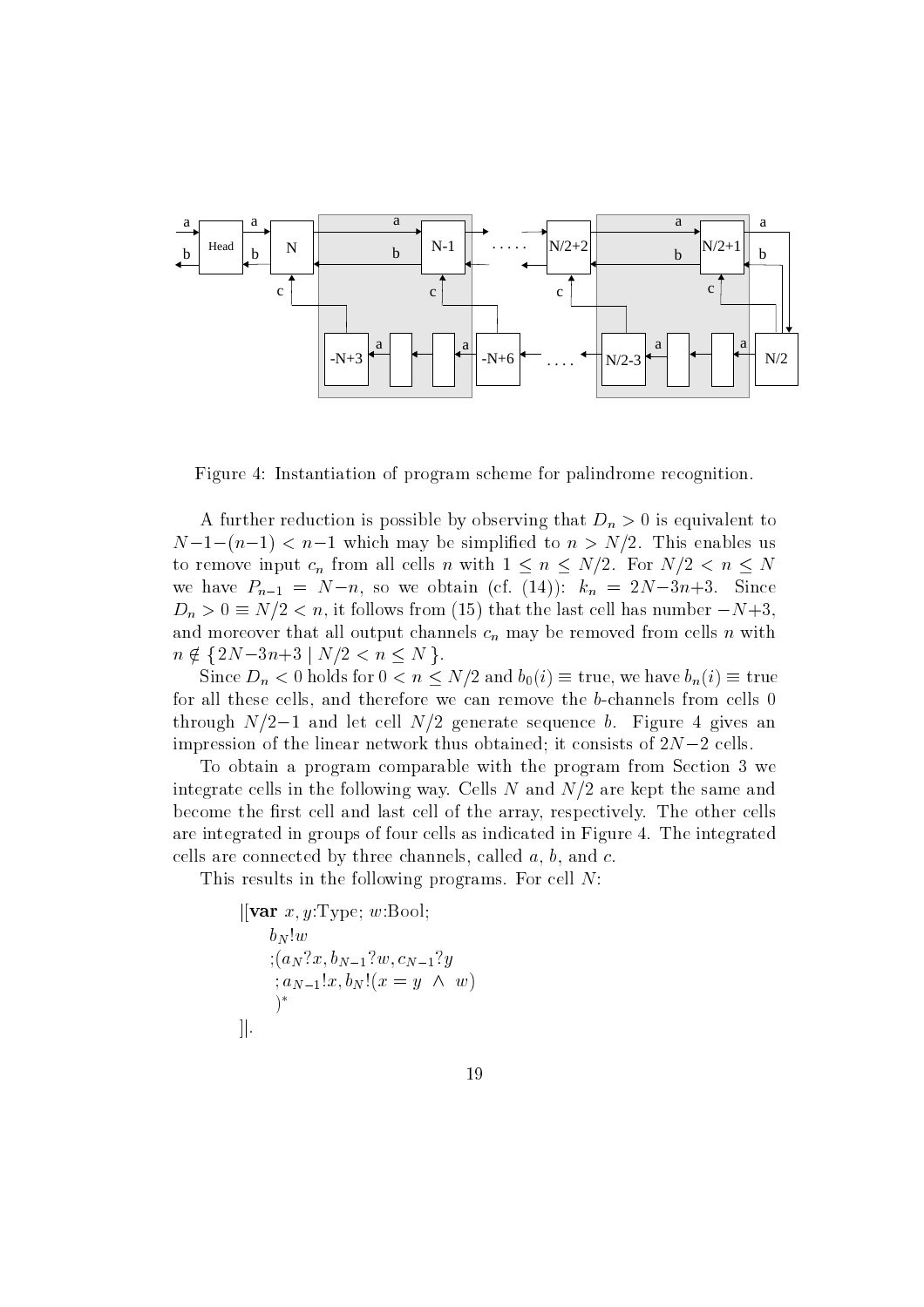Figure 4: Instantiation of program scheme for palindrome recognition.

A further reduction is possible by observing that $D_n > 0$ is equivalent to $N-1-(n-1) < n-1$ which may be simplified to $n > N/2$. This enables us to remove input $c_n$ from all cells $n$ with $1 \leq n \leq N/2$. For $N/2 < n \leq N$ we have $P_{n-1} = N-n$, so we obtain (cf. (14)): $k_n = 2N-3n+3$. Since $D_n > 0 \equiv N/2 < n$, it follows from (15) that the last cell has number $-N+3$, and moreover that all output channels $c_n$ may be removed from cells $n$ with $n \notin \{2N-3n+3 \mid N/2 < n \leq N\}$.

Since $D_n < 0$ holds for $0 < n \leq N/2$ and $b_0(i) \equiv$ true, we have $b_n(i) \equiv$ true for all these cells, and therefore we can remove the $b$-channels from cells 0 through $N/2-1$ and let cell $N/2$ generate sequence $b$. Figure 4 gives an impression of the linear network thus obtained; it consists of $2N-2$ cells.

To obtain a program comparable with the program from Section 3 we integrate cells in the following way. Cells $N$ and $N/2$ are kept the same and become the first cell and last cell of the array, respectively. The other cells are integrated in groups of four cells as indicated in Figure 4. The integrated cells are connected by three channels, called $a$, $b$, and $c$.

This results in the following programs. For cell $N$:

$$
\begin{array}{l}
|[\textbf{var}\ x, y\text{:Type};\ w\text{:Bool};\\
\quad b_N!w\\
\quad ;(a_N?x, b_{N-1}?w, c_{N-1}?y\\
\quad\ ;a_{N-1}!x, b_N!(x = y\ \wedge\ w)\\
\quad\ )^*\\
]|.
\end{array}
$$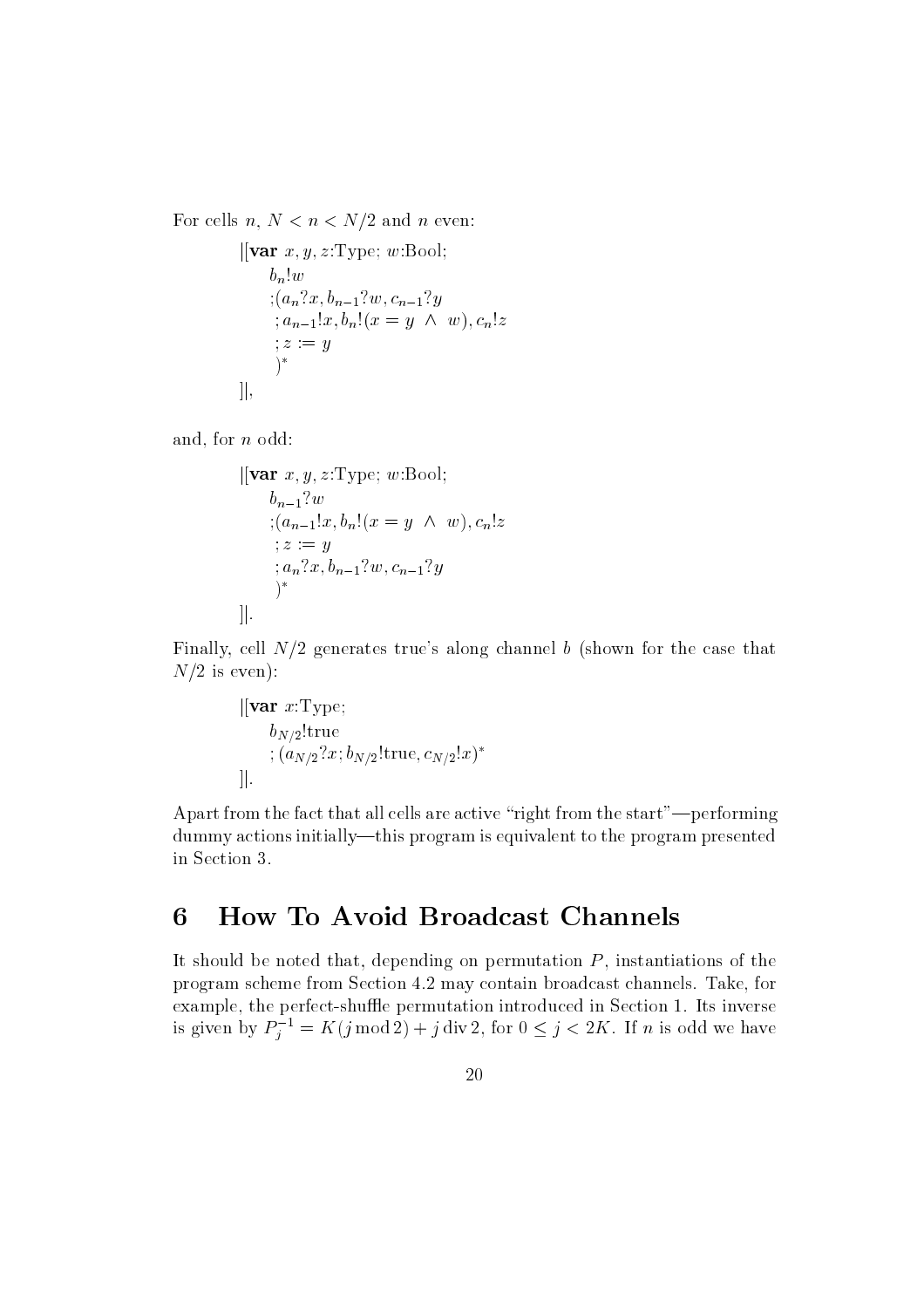For cells $n$, $N < n < N/2$ and $n$ even:

$$
\begin{array}{l}
|[\textbf{var } x, y, z\text{:Type; } w\text{:Bool;} \\
\quad b_n!w \\
\quad ;(a_n?x, b_{n-1}?w, c_{n-1}?y \\
\quad\ ; a_{n-1}!x, b_n!(x = y \ \wedge \ w), c_n!z \\
\quad\ ; z := y \\
\quad\ )^* \\
]|,
\end{array}
$$

and, for $n$ odd:

$$
\begin{array}{l}
|[\textbf{var } x, y, z\text{:Type; } w\text{:Bool;} \\
\quad b_{n-1}?w \\
\quad ;(a_{n-1}!x, b_n!(x = y \ \wedge \ w), c_n!z \\
\quad\ ; z := y \\
\quad\ ; a_n?x, b_{n-1}?w, c_{n-1}?y \\
\quad\ )^* \\
]|.
\end{array}
$$

Finally, cell $N/2$ generates true's along channel $b$ (shown for the case that $N/2$ is even):

$$
\begin{array}{l}
|[\textbf{var } x\text{:Type;} \\
\quad b_{N/2}!\text{true} \\
\quad ; (a_{N/2}?x; b_{N/2}!\text{true}, c_{N/2}!x)^* \\
]|.
\end{array}
$$

Apart from the fact that all cells are active "right from the start"—performing dummy actions initially—this program is equivalent to the program presented in Section 3.

# 6 How To Avoid Broadcast Channels

It should be noted that, depending on permutation $P$, instantiations of the program scheme from Section 4.2 may contain broadcast channels. Take, for example, the perfect-shuffle permutation introduced in Section 1. Its inverse is given by $P_j^{-1} = K(j \bmod 2) + j \operatorname{div} 2$, for $0 \leq j < 2K$. If $n$ is odd we have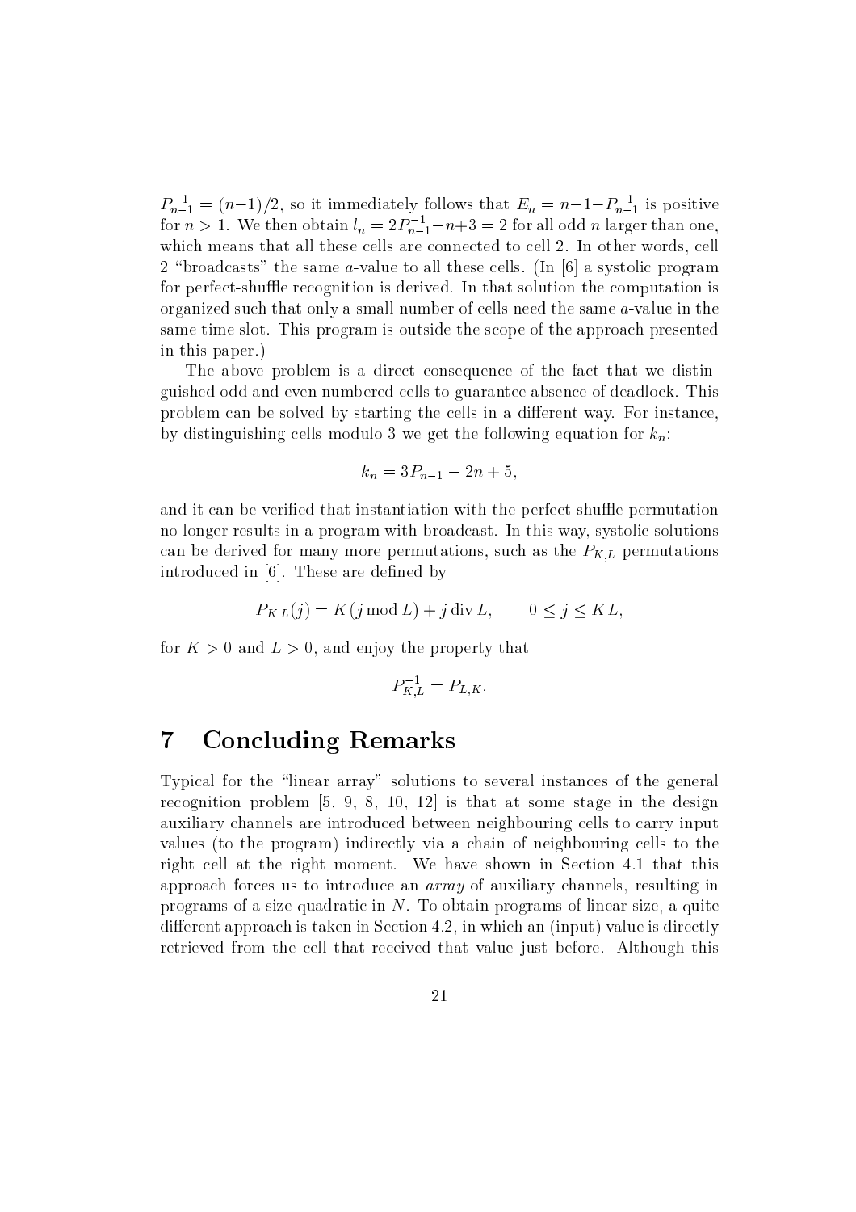$P^{-1}_{n-1} = (n-1)/2$, so it immediately follows that $E_n = n-1-P^{-1}_{n-1}$ is positive for $n > 1$. We then obtain $l_n = 2P^{-1}_{n-1}-n+3 = 2$ for all odd $n$ larger than one, which means that all these cells are connected to cell 2. In other words, cell 2 "broadcasts" the same $a$-value to all these cells. (In [6] a systolic program for perfect-shuffle recognition is derived. In that solution the computation is organized such that only a small number of cells need the same $a$-value in the same time slot. This program is outside the scope of the approach presented in this paper.)

The above problem is a direct consequence of the fact that we distinguished odd and even numbered cells to guarantee absence of deadlock. This problem can be solved by starting the cells in a different way. For instance, by distinguishing cells modulo 3 we get the following equation for $k_n$:

$$k_n = 3P_{n-1} - 2n + 5,$$

and it can be verified that instantiation with the perfect-shuffle permutation no longer results in a program with broadcast. In this way, systolic solutions can be derived for many more permutations, such as the $P_{K,L}$ permutations introduced in [6]. These are defined by

$$P_{K,L}(j) = K(j \bmod L) + j \operatorname{div} L, \qquad 0 \leq j \leq KL,$$

for $K > 0$ and $L > 0$, and enjoy the property that

$$P^{-1}_{K,L} = P_{L,K}.$$

# 7 Concluding Remarks

Typical for the "linear array" solutions to several instances of the general recognition problem [5, 9, 8, 10, 12] is that at some stage in the design auxiliary channels are introduced between neighbouring cells to carry input values (to the program) indirectly via a chain of neighbouring cells to the right cell at the right moment. We have shown in Section 4.1 that this approach forces us to introduce an *array* of auxiliary channels, resulting in programs of a size quadratic in $N$. To obtain programs of linear size, a quite different approach is taken in Section 4.2, in which an (input) value is directly retrieved from the cell that received that value just before. Although this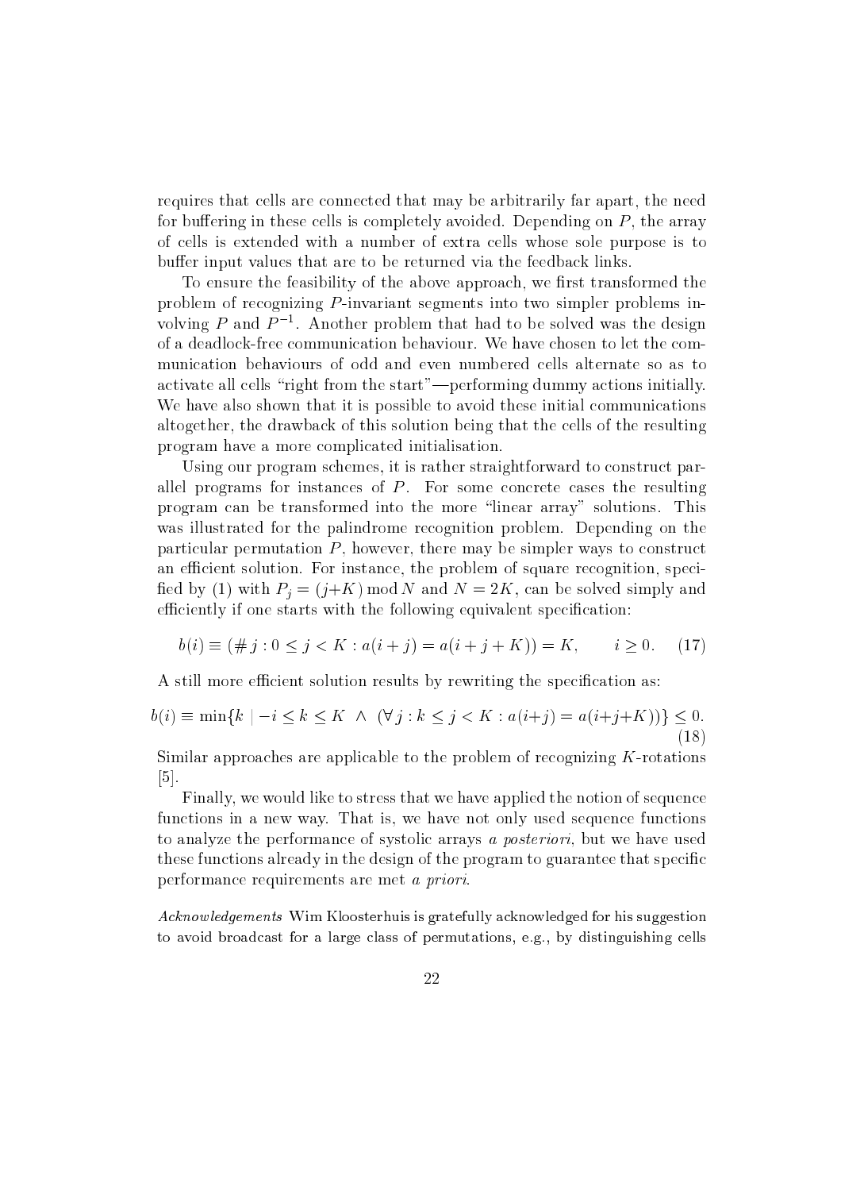requires that cells are connected that may be arbitrarily far apart, the need for buffering in these cells is completely avoided. Depending on $P$, the array of cells is extended with a number of extra cells whose sole purpose is to buffer input values that are to be returned via the feedback links.

To ensure the feasibility of the above approach, we first transformed the problem of recognizing $P$-invariant segments into two simpler problems involving $P$ and $P^{-1}$. Another problem that had to be solved was the design of a deadlock-free communication behaviour. We have chosen to let the communication behaviours of odd and even numbered cells alternate so as to activate all cells "right from the start"—performing dummy actions initially. We have also shown that it is possible to avoid these initial communications altogether, the drawback of this solution being that the cells of the resulting program have a more complicated initialisation.

Using our program schemes, it is rather straightforward to construct parallel programs for instances of $P$. For some concrete cases the resulting program can be transformed into the more "linear array" solutions. This was illustrated for the palindrome recognition problem. Depending on the particular permutation $P$, however, there may be simpler ways to construct an efficient solution. For instance, the problem of square recognition, specified by (1) with $P_j = (j{+}K) \bmod N$ and $N = 2K$, can be solved simply and efficiently if one starts with the following equivalent specification:

$$b(i) \equiv (\# j : 0 \leq j < K : a(i+j) = a(i+j+K)) = K, \qquad i \geq 0. \tag{17}$$

A still more efficient solution results by rewriting the specification as:

$$b(i) \equiv \min\{k \mid -i \leq k \leq K \ \wedge \ (\forall j : k \leq j < K : a(i{+}j) = a(i{+}j{+}K))\} \leq 0. \tag{18}$$

Similar approaches are applicable to the problem of recognizing $K$-rotations [5].

Finally, we would like to stress that we have applied the notion of sequence functions in a new way. That is, we have not only used sequence functions to analyze the performance of systolic arrays *a posteriori*, but we have used these functions already in the design of the program to guarantee that specific performance requirements are met *a priori*.

*Acknowledgements* Wim Kloosterhuis is gratefully acknowledged for his suggestion to avoid broadcast for a large class of permutations, e.g., by distinguishing cells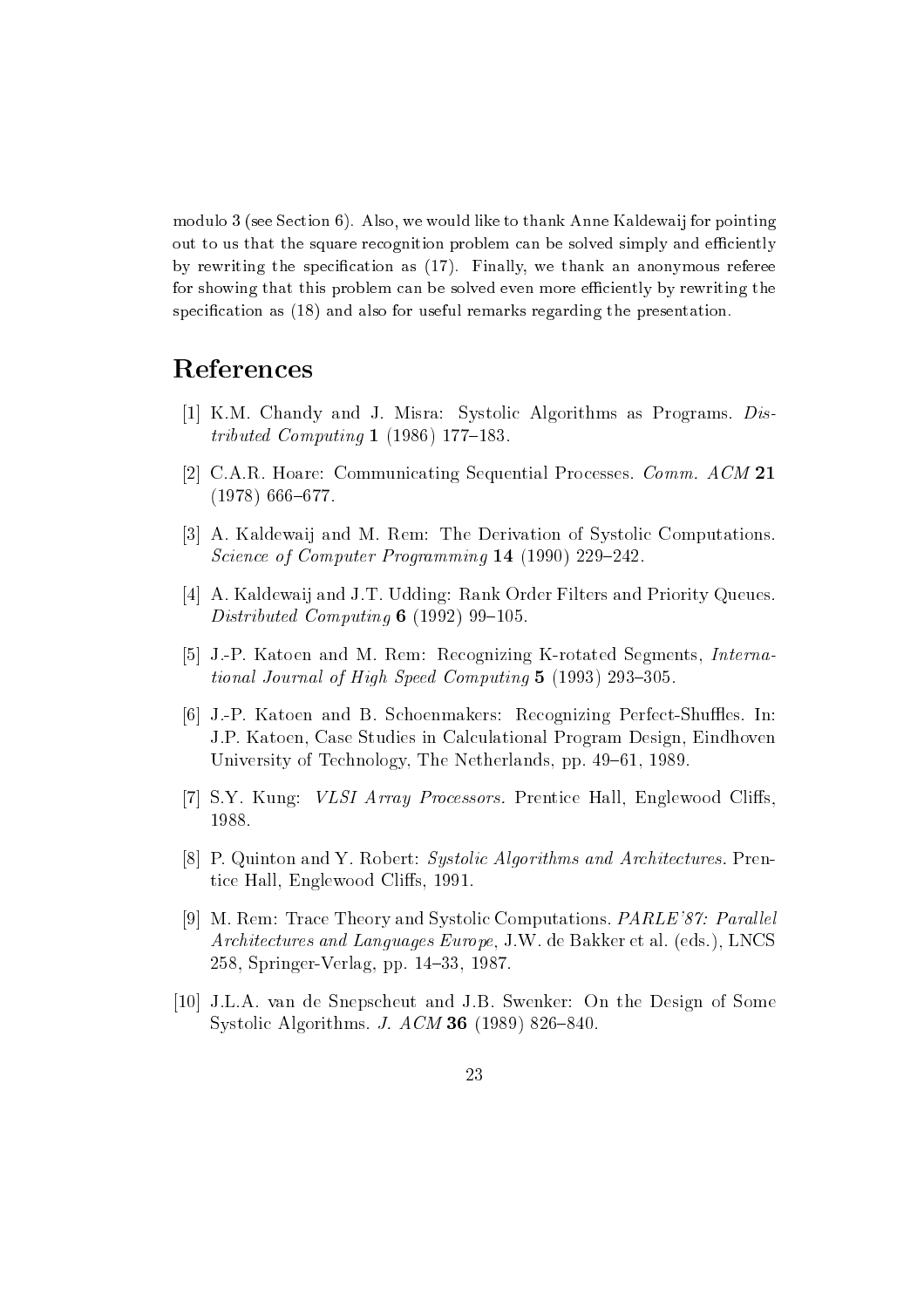modulo 3 (see Section 6). Also, we would like to thank Anne Kaldewaij for pointing out to us that the square recognition problem can be solved simply and efficiently by rewriting the specification as (17). Finally, we thank an anonymous referee for showing that this problem can be solved even more efficiently by rewriting the specification as (18) and also for useful remarks regarding the presentation.

# References

[1] K.M. Chandy and J. Misra: Systolic Algorithms as Programs. *Distributed Computing* **1** (1986) 177–183.

[2] C.A.R. Hoare: Communicating Sequential Processes. *Comm. ACM* **21** (1978) 666–677.

[3] A. Kaldewaij and M. Rem: The Derivation of Systolic Computations. *Science of Computer Programming* **14** (1990) 229–242.

[4] A. Kaldewaij and J.T. Udding: Rank Order Filters and Priority Queues. *Distributed Computing* **6** (1992) 99–105.

[5] J.-P. Katoen and M. Rem: Recognizing K-rotated Segments, *International Journal of High Speed Computing* **5** (1993) 293–305.

[6] J.-P. Katoen and B. Schoenmakers: Recognizing Perfect-Shuffles. In: J.P. Katoen, Case Studies in Calculational Program Design, Eindhoven University of Technology, The Netherlands, pp. 49–61, 1989.

[7] S.Y. Kung: *VLSI Array Processors*. Prentice Hall, Englewood Cliffs, 1988.

[8] P. Quinton and Y. Robert: *Systolic Algorithms and Architectures*. Prentice Hall, Englewood Cliffs, 1991.

[9] M. Rem: Trace Theory and Systolic Computations. *PARLE'87: Parallel Architectures and Languages Europe*, J.W. de Bakker et al. (eds.), LNCS 258, Springer-Verlag, pp. 14–33, 1987.

[10] J.L.A. van de Snepscheut and J.B. Swenker: On the Design of Some Systolic Algorithms. *J. ACM* **36** (1989) 826–840.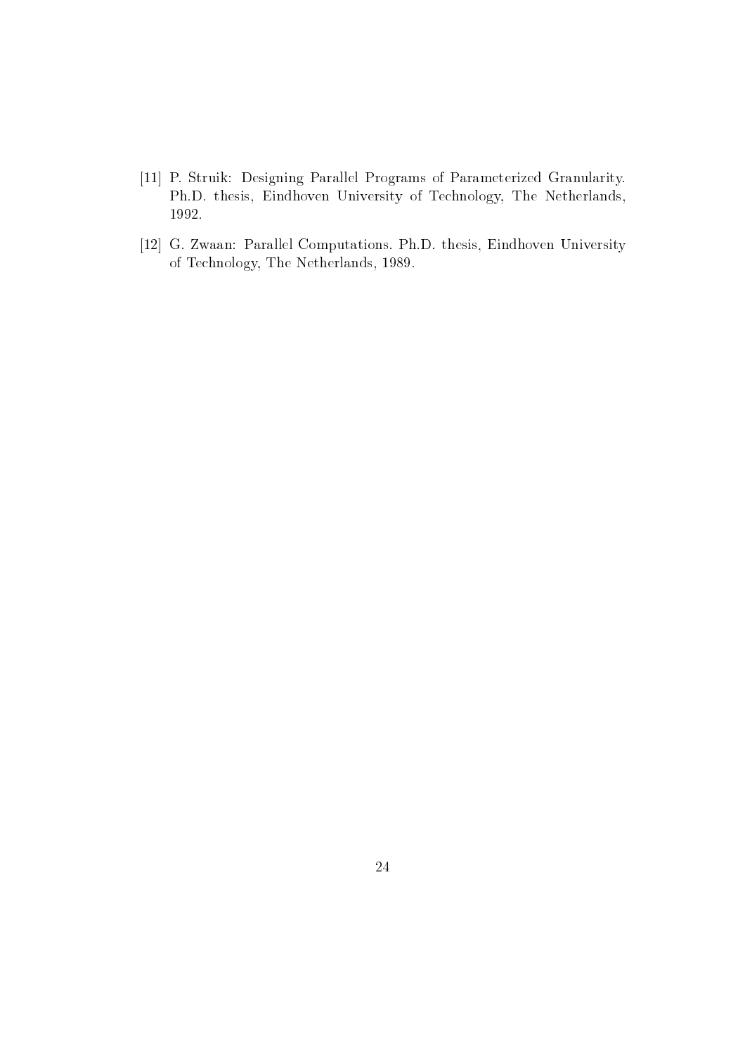[11] P. Struik: Designing Parallel Programs of Parameterized Granularity. Ph.D. thesis, Eindhoven University of Technology, The Netherlands, 1992.

[12] G. Zwaan: Parallel Computations. Ph.D. thesis, Eindhoven University of Technology, The Netherlands, 1989.